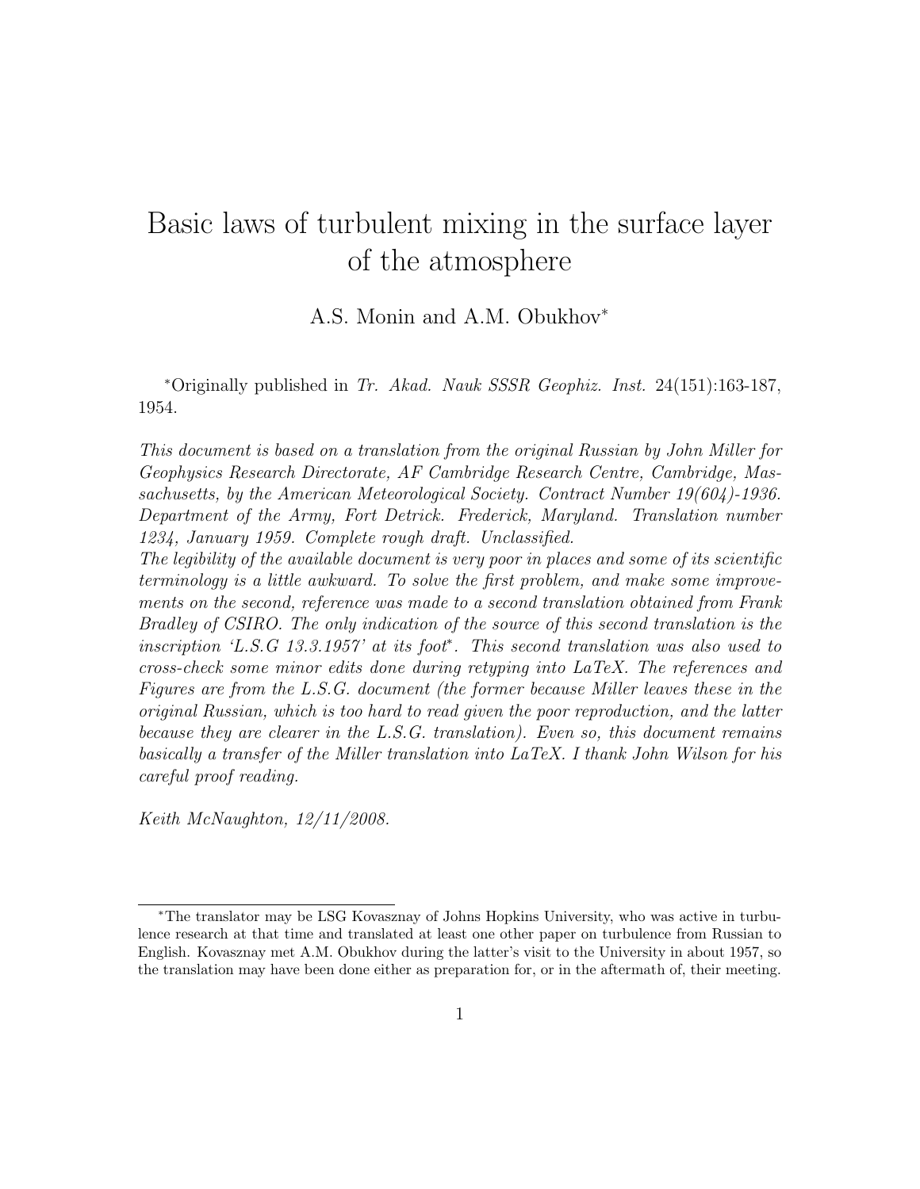# Basic laws of turbulent mixing in the surface layer of the atmosphere

A.S. Monin and A.M. Obukhov*

*Originally published in *Tr. Akad. Nauk SSSR Geophiz. Inst.* 24(151):163-187, 1954.

*This document is based on a translation from the original Russian by John Miller for Geophysics Research Directorate, AF Cambridge Research Centre, Cambridge, Massachusetts, by the American Meteorological Society. Contract Number 19(604)-1936. Department of the Army, Fort Detrick. Frederick, Maryland. Translation number 1234, January 1959. Complete rough draft. Unclassified.*

*The legibility of the available document is very poor in places and some of its scientific terminology is a little awkward. To solve the first problem, and make some improvements on the second, reference was made to a second translation obtained from Frank Bradley of CSIRO. The only indication of the source of this second translation is the inscription 'L.S.G 13.3.1957' at its foot*. This second translation was also used to cross-check some minor edits done during retyping into LaTeX. The references and Figures are from the L.S.G. document (the former because Miller leaves these in the original Russian, which is too hard to read given the poor reproduction, and the latter because they are clearer in the L.S.G. translation). Even so, this document remains basically a transfer of the Miller translation into LaTeX. I thank John Wilson for his careful proof reading.*

*Keith McNaughton, 12/11/2008.*

---

*The translator may be LSG Kovasznay of Johns Hopkins University, who was active in turbulence research at that time and translated at least one other paper on turbulence from Russian to English. Kovasznay met A.M. Obukhov during the latter's visit to the University in about 1957, so the translation may have been done either as preparation for, or in the aftermath of, their meeting.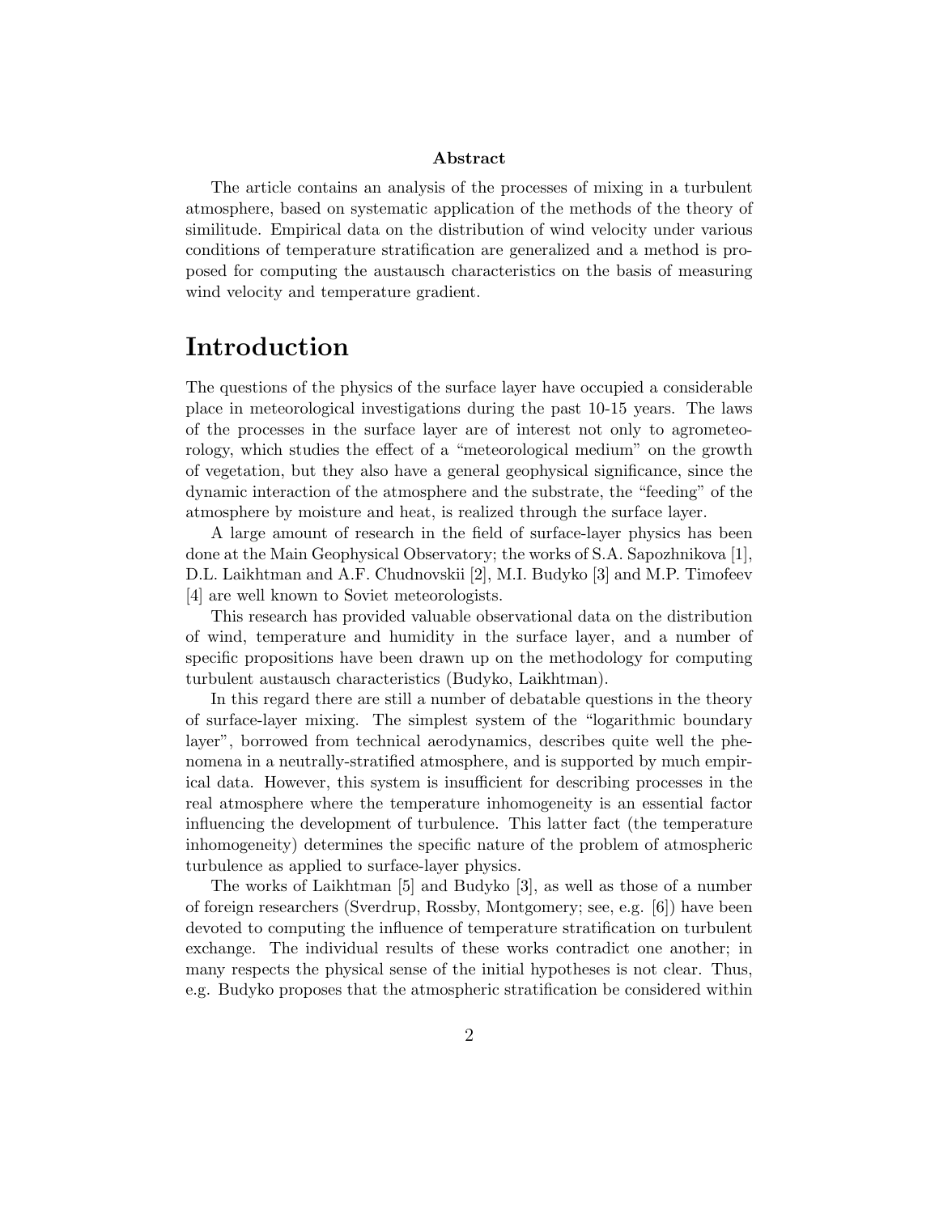**Abstract**

The article contains an analysis of the processes of mixing in a turbulent atmosphere, based on systematic application of the methods of the theory of similitude. Empirical data on the distribution of wind velocity under various conditions of temperature stratification are generalized and a method is proposed for computing the austausch characteristics on the basis of measuring wind velocity and temperature gradient.

# Introduction

The questions of the physics of the surface layer have occupied a considerable place in meteorological investigations during the past 10-15 years. The laws of the processes in the surface layer are of interest not only to agrometeorology, which studies the effect of a "meteorological medium" on the growth of vegetation, but they also have a general geophysical significance, since the dynamic interaction of the atmosphere and the substrate, the "feeding" of the atmosphere by moisture and heat, is realized through the surface layer.

A large amount of research in the field of surface-layer physics has been done at the Main Geophysical Observatory; the works of S.A. Sapozhnikova [1], D.L. Laikhtman and A.F. Chudnovskii [2], M.I. Budyko [3] and M.P. Timofeev [4] are well known to Soviet meteorologists.

This research has provided valuable observational data on the distribution of wind, temperature and humidity in the surface layer, and a number of specific propositions have been drawn up on the methodology for computing turbulent austausch characteristics (Budyko, Laikhtman).

In this regard there are still a number of debatable questions in the theory of surface-layer mixing. The simplest system of the "logarithmic boundary layer", borrowed from technical aerodynamics, describes quite well the phenomena in a neutrally-stratified atmosphere, and is supported by much empirical data. However, this system is insufficient for describing processes in the real atmosphere where the temperature inhomogeneity is an essential factor influencing the development of turbulence. This latter fact (the temperature inhomogeneity) determines the specific nature of the problem of atmospheric turbulence as applied to surface-layer physics.

The works of Laikhtman [5] and Budyko [3], as well as those of a number of foreign researchers (Sverdrup, Rossby, Montgomery; see, e.g. [6]) have been devoted to computing the influence of temperature stratification on turbulent exchange. The individual results of these works contradict one another; in many respects the physical sense of the initial hypotheses is not clear. Thus, e.g. Budyko proposes that the atmospheric stratification be considered within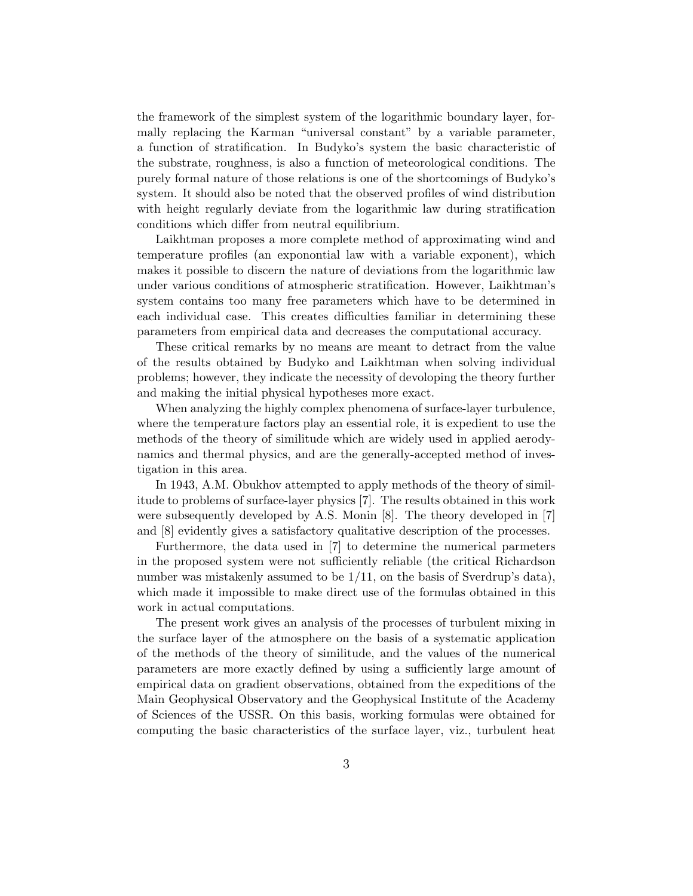the framework of the simplest system of the logarithmic boundary layer, formally replacing the Karman "universal constant" by a variable parameter, a function of stratification. In Budyko's system the basic characteristic of the substrate, roughness, is also a function of meteorological conditions. The purely formal nature of those relations is one of the shortcomings of Budyko's system. It should also be noted that the observed profiles of wind distribution with height regularly deviate from the logarithmic law during stratification conditions which differ from neutral equilibrium.

Laikhtman proposes a more complete method of approximating wind and temperature profiles (an exponontial law with a variable exponent), which makes it possible to discern the nature of deviations from the logarithmic law under various conditions of atmospheric stratification. However, Laikhtman's system contains too many free parameters which have to be determined in each individual case. This creates difficulties familiar in determining these parameters from empirical data and decreases the computational accuracy.

These critical remarks by no means are meant to detract from the value of the results obtained by Budyko and Laikhtman when solving individual problems; however, they indicate the necessity of devoloping the theory further and making the initial physical hypotheses more exact.

When analyzing the highly complex phenomena of surface-layer turbulence, where the temperature factors play an essential role, it is expedient to use the methods of the theory of similitude which are widely used in applied aerodynamics and thermal physics, and are the generally-accepted method of investigation in this area.

In 1943, A.M. Obukhov attempted to apply methods of the theory of similitude to problems of surface-layer physics [7]. The results obtained in this work were subsequently developed by A.S. Monin [8]. The theory developed in [7] and [8] evidently gives a satisfactory qualitative description of the processes.

Furthermore, the data used in [7] to determine the numerical parmeters in the proposed system were not sufficiently reliable (the critical Richardson number was mistakenly assumed to be $1/11$, on the basis of Sverdrup's data), which made it impossible to make direct use of the formulas obtained in this work in actual computations.

The present work gives an analysis of the processes of turbulent mixing in the surface layer of the atmosphere on the basis of a systematic application of the methods of the theory of similitude, and the values of the numerical parameters are more exactly defined by using a sufficiently large amount of empirical data on gradient observations, obtained from the expeditions of the Main Geophysical Observatory and the Geophysical Institute of the Academy of Sciences of the USSR. On this basis, working formulas were obtained for computing the basic characteristics of the surface layer, viz., turbulent heat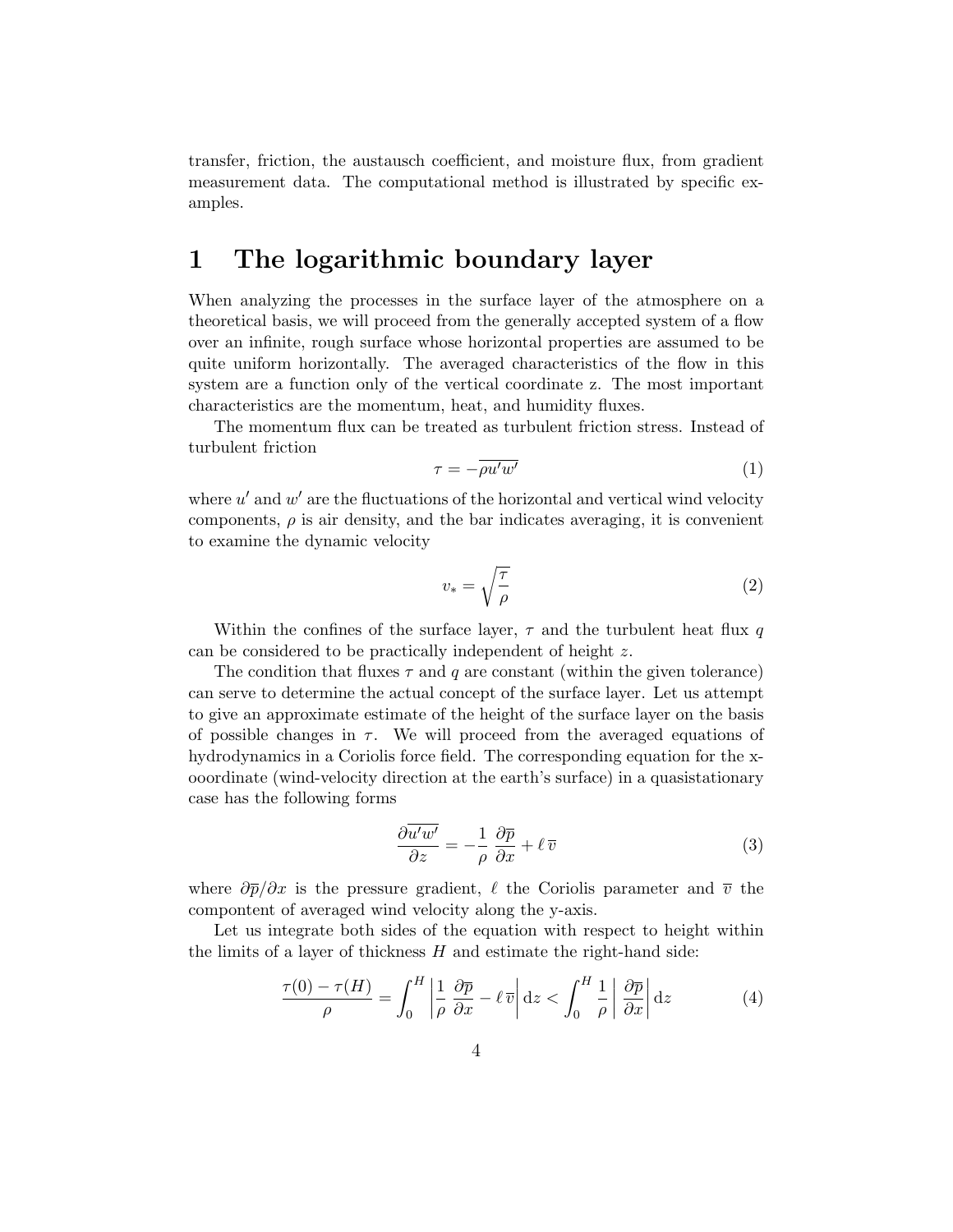transfer, friction, the austausch coefficient, and moisture flux, from gradient measurement data. The computational method is illustrated by specific examples.

# 1 The logarithmic boundary layer

When analyzing the processes in the surface layer of the atmosphere on a theoretical basis, we will proceed from the generally accepted system of a flow over an infinite, rough surface whose horizontal properties are assumed to be quite uniform horizontally. The averaged characteristics of the flow in this system are a function only of the vertical coordinate z. The most important characteristics are the momentum, heat, and humidity fluxes.

The momentum flux can be treated as turbulent friction stress. Instead of turbulent friction

$$\tau = -\overline{\rho u' w'} \tag{1}$$

where $u'$ and $w'$ are the fluctuations of the horizontal and vertical wind velocity components, $\rho$ is air density, and the bar indicates averaging, it is convenient to examine the dynamic velocity

$$v_* = \sqrt{\frac{\tau}{\rho}} \tag{2}$$

Within the confines of the surface layer, $\tau$ and the turbulent heat flux $q$ can be considered to be practically independent of height $z$.

The condition that fluxes $\tau$ and $q$ are constant (within the given tolerance) can serve to determine the actual concept of the surface layer. Let us attempt to give an approximate estimate of the height of the surface layer on the basis of possible changes in $\tau$. We will proceed from the averaged equations of hydrodynamics in a Coriolis force field. The corresponding equation for the x-ooordinate (wind-velocity direction at the earth's surface) in a quasistationary case has the following forms

$$\frac{\partial \overline{u' w'}}{\partial z} = -\frac{1}{\rho}\,\frac{\partial \overline{p}}{\partial x} + \ell\,\overline{v} \tag{3}$$

where $\partial \overline{p}/\partial x$ is the pressure gradient, $\ell$ the Coriolis parameter and $\overline{v}$ the compontent of averaged wind velocity along the y-axis.

Let us integrate both sides of the equation with respect to height within the limits of a layer of thickness $H$ and estimate the right-hand side:

$$\frac{\tau(0) - \tau(H)}{\rho} = \int_0^H \left| \frac{1}{\rho}\,\frac{\partial \overline{p}}{\partial x} - \ell\,\overline{v} \right| \mathrm{d}z < \int_0^H \frac{1}{\rho} \left| \frac{\partial \overline{p}}{\partial x} \right| \mathrm{d}z \tag{4}$$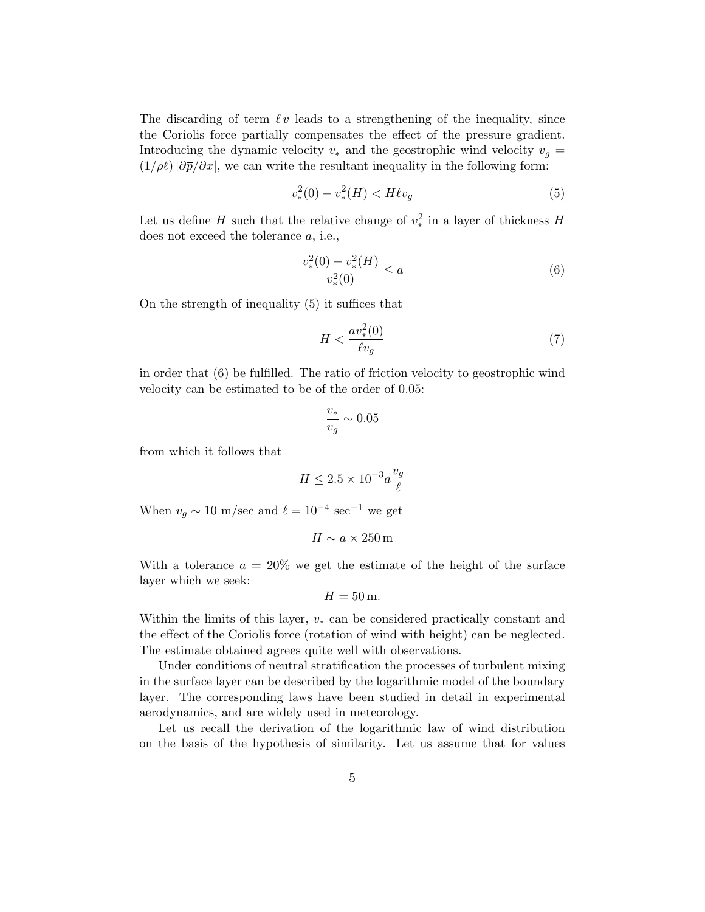The discarding of term $\ell\overline{v}$ leads to a strengthening of the inequality, since the Coriolis force partially compensates the effect of the pressure gradient. Introducing the dynamic velocity $v_*$ and the geostrophic wind velocity $v_g = (1/\rho\ell)\,|\partial\overline{p}/\partial x|$, we can write the resultant inequality in the following form:

$$v_*^2(0) - v_*^2(H) < H\ell v_g \tag{5}$$

Let us define $H$ such that the relative change of $v_*^2$ in a layer of thickness $H$ does not exceed the tolerance $a$, i.e.,

$$\frac{v_*^2(0) - v_*^2(H)}{v_*^2(0)} \leq a \tag{6}$$

On the strength of inequality (5) it suffices that

$$H < \frac{a v_*^2(0)}{\ell v_g} \tag{7}$$

in order that (6) be fulfilled. The ratio of friction velocity to geostrophic wind velocity can be estimated to be of the order of 0.05:

$$\frac{v_*}{v_g} \sim 0.05$$

from which it follows that

$$H \leq 2.5 \times 10^{-3} a \frac{v_g}{\ell}$$

When $v_g \sim 10$ m/sec and $\ell = 10^{-4}$ sec$^{-1}$ we get

$$H \sim a \times 250\,\text{m}$$

With a tolerance $a = 20\%$ we get the estimate of the height of the surface layer which we seek:

$$H = 50\,\text{m}.$$

Within the limits of this layer, $v_*$ can be considered practically constant and the effect of the Coriolis force (rotation of wind with height) can be neglected. The estimate obtained agrees quite well with observations.

Under conditions of neutral stratification the processes of turbulent mixing in the surface layer can be described by the logarithmic model of the boundary layer. The corresponding laws have been studied in detail in experimental aerodynamics, and are widely used in meteorology.

Let us recall the derivation of the logarithmic law of wind distribution on the basis of the hypothesis of similarity. Let us assume that for values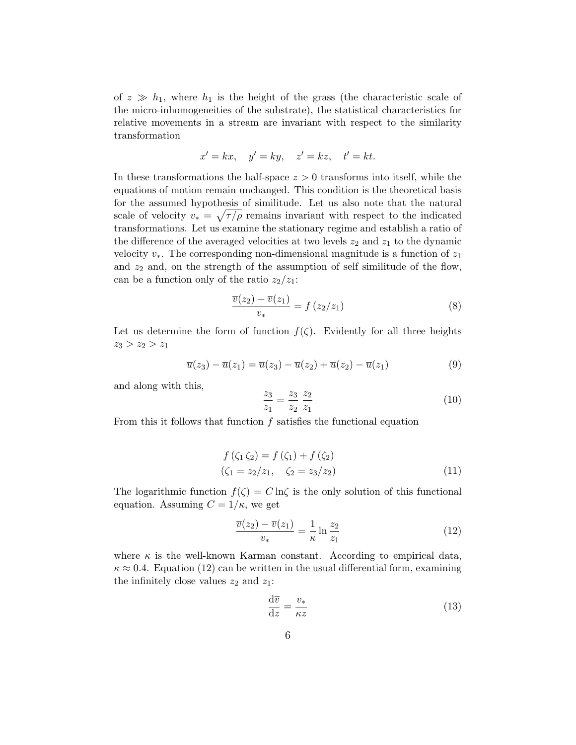of $z \gg h_1$, where $h_1$ is the height of the grass (the characteristic scale of the micro-inhomogeneities of the substrate), the statistical characteristics for relative movements in a stream are invariant with respect to the similarity transformation

$$x' = kx, \quad y' = ky, \quad z' = kz, \quad t' = kt.$$

In these transformations the half-space $z > 0$ transforms into itself, while the equations of motion remain unchanged. This condition is the theoretical basis for the assumed hypothesis of similitude. Let us also note that the natural scale of velocity $v_* = \sqrt{\tau/\rho}$ remains invariant with respect to the indicated transformations. Let us examine the stationary regime and establish a ratio of the difference of the averaged velocities at two levels $z_2$ and $z_1$ to the dynamic velocity $v_*$. The corresponding non-dimensional magnitude is a function of $z_1$ and $z_2$ and, on the strength of the assumption of self similitude of the flow, can be a function only of the ratio $z_2/z_1$:

$$\frac{\overline{v}(z_2) - \overline{v}(z_1)}{v_*} = f\left(z_2/z_1\right) \tag{8}$$

Let us determine the form of function $f(\zeta)$. Evidently for all three heights $z_3 > z_2 > z_1$

$$\overline{u}(z_3) - \overline{u}(z_1) = \overline{u}(z_3) - \overline{u}(z_2) + \overline{u}(z_2) - \overline{u}(z_1) \tag{9}$$

and along with this,

$$\frac{z_3}{z_1} = \frac{z_3}{z_2}\,\frac{z_2}{z_1} \tag{10}$$

From this it follows that function $f$ satisfies the functional equation

$$f\left(\zeta_1\,\zeta_2\right) = f\left(\zeta_1\right) + f\left(\zeta_2\right)$$
$$\left(\zeta_1 = z_2/z_1, \quad \zeta_2 = z_3/z_2\right) \tag{11}$$

The logarithmic function $f(\zeta) = C\ln\zeta$ is the only solution of this functional equation. Assuming $C = 1/\kappa$, we get

$$\frac{\overline{v}(z_2) - \overline{v}(z_1)}{v_*} = \frac{1}{\kappa}\ln\frac{z_2}{z_1} \tag{12}$$

where $\kappa$ is the well-known Karman constant. According to empirical data, $\kappa \approx 0.4$. Equation (12) can be written in the usual differential form, examining the infinitely close values $z_2$ and $z_1$:

$$\frac{\mathrm{d}\overline{v}}{\mathrm{d}z} = \frac{v_*}{\kappa z} \tag{13}$$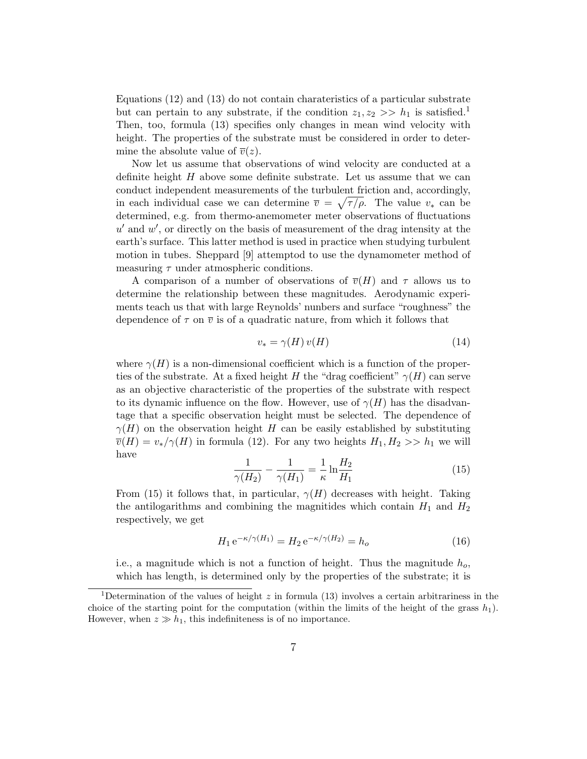Equations (12) and (13) do not contain charateristics of a particular substrate but can pertain to any substrate, if the condition $z_1, z_2 >> h_1$ is satisfied.[1] Then, too, formula (13) specifies only changes in mean wind velocity with height. The properties of the substrate must be considered in order to determine the absolute value of $\overline{v}(z)$.

Now let us assume that observations of wind velocity are conducted at a definite height $H$ above some definite substrate. Let us assume that we can conduct independent measurements of the turbulent friction and, accordingly, in each individual case we can determine $\overline{v} = \sqrt{\tau/\rho}$. The value $v_*$ can be determined, e.g. from thermo-anemometer meter observations of fluctuations $u'$ and $w'$, or directly on the basis of measurement of the drag intensity at the earth's surface. This latter method is used in practice when studying turbulent motion in tubes. Sheppard [9] attemptod to use the dynamometer method of measuring $\tau$ under atmospheric conditions.

A comparison of a number of observations of $\overline{v}(H)$ and $\tau$ allows us to determine the relationship between these magnitudes. Aerodynamic experiments teach us that with large Reynolds' nunbers and surface "roughness" the dependence of $\tau$ on $\overline{v}$ is of a quadratic nature, from which it follows that

$$v_* = \gamma(H)\, v(H) \tag{14}$$

where $\gamma(H)$ is a non-dimensional coefficient which is a function of the properties of the substrate. At a fixed height $H$ the "drag coefficient" $\gamma(H)$ can serve as an objective characteristic of the properties of the substrate with respect to its dynamic influence on the flow. However, use of $\gamma(H)$ has the disadvantage that a specific observation height must be selected. The dependence of $\gamma(H)$ on the observation height $H$ can be easily established by substituting $\overline{v}(H) = v_*/\gamma(H)$ in formula (12). For any two heights $H_1, H_2 >> h_1$ we will have

$$\frac{1}{\gamma(H_2)} - \frac{1}{\gamma(H_1)} = \frac{1}{\kappa} \ln \frac{H_2}{H_1} \tag{15}$$

From (15) it follows that, in particular, $\gamma(H)$ decreases with height. Taking the antilogarithms and combining the magnitides which contain $H_1$ and $H_2$ respectively, we get

$$H_1\, \mathrm{e}^{-\kappa/\gamma(H_1)} = H_2\, \mathrm{e}^{-\kappa/\gamma(H_2)} = h_o \tag{16}$$

i.e., a magnitude which is not a function of height. Thus the magnitude $h_o$, which has length, is determined only by the properties of the substrate; it is

[1] Determination of the values of height $z$ in formula (13) involves a certain arbitrariness in the choice of the starting point for the computation (within the limits of the height of the grass $h_1$). However, when $z \gg h_1$, this indefiniteness is of no importance.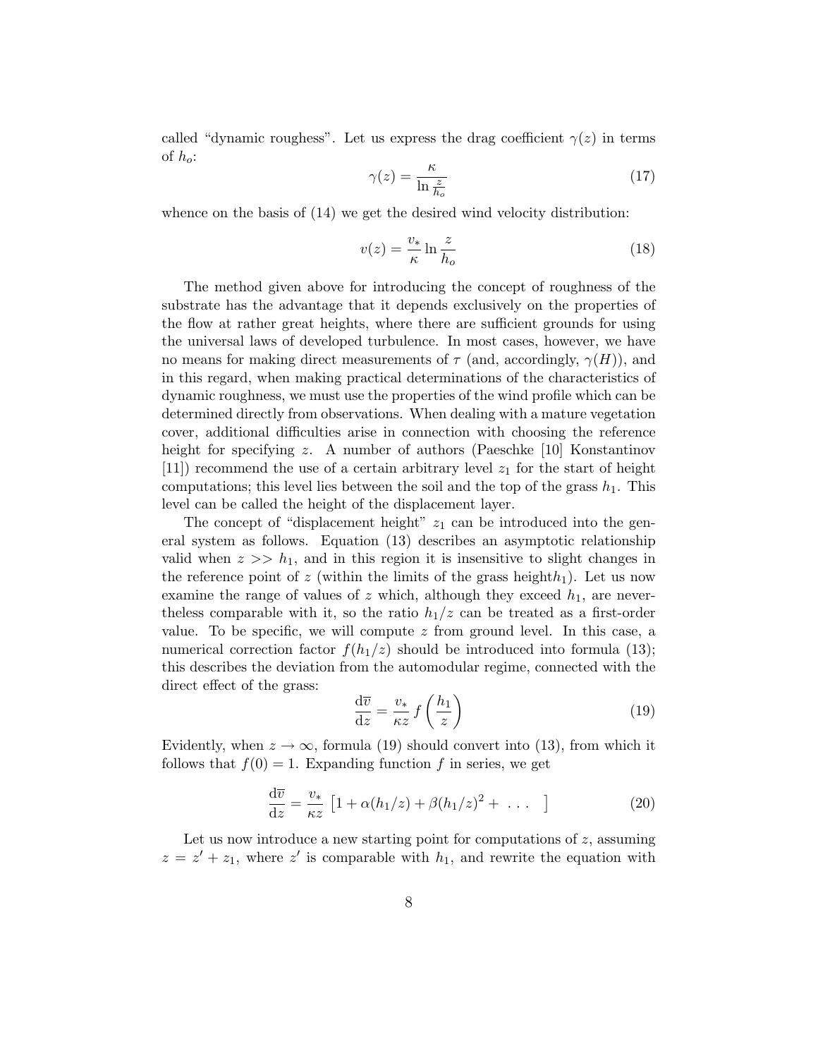called "dynamic roughess". Let us express the drag coefficient $\gamma(z)$ in terms of $h_o$:

$$\gamma(z) = \frac{\kappa}{\ln \frac{z}{h_o}} \tag{17}$$

whence on the basis of (14) we get the desired wind velocity distribution:

$$v(z) = \frac{v_*}{\kappa} \ln \frac{z}{h_o} \tag{18}$$

The method given above for introducing the concept of roughness of the substrate has the advantage that it depends exclusively on the properties of the flow at rather great heights, where there are sufficient grounds for using the universal laws of developed turbulence. In most cases, however, we have no means for making direct measurements of $\tau$ (and, accordingly, $\gamma(H)$), and in this regard, when making practical determinations of the characteristics of dynamic roughness, we must use the properties of the wind profile which can be determined directly from observations. When dealing with a mature vegetation cover, additional difficulties arise in connection with choosing the reference height for specifying $z$. A number of authors (Paeschke [10] Konstantinov [11]) recommend the use of a certain arbitrary level $z_1$ for the start of height computations; this level lies between the soil and the top of the grass $h_1$. This level can be called the height of the displacement layer.

The concept of "displacement height" $z_1$ can be introduced into the general system as follows. Equation (13) describes an asymptotic relationship valid when $z >> h_1$, and in this region it is insensitive to slight changes in the reference point of $z$ (within the limits of the grass height$h_1$). Let us now examine the range of values of $z$ which, although they exceed $h_1$, are nevertheless comparable with it, so the ratio $h_1/z$ can be treated as a first-order value. To be specific, we will compute $z$ from ground level. In this case, a numerical correction factor $f(h_1/z)$ should be introduced into formula (13); this describes the deviation from the automodular regime, connected with the direct effect of the grass:

$$\frac{\mathrm{d}\overline{v}}{\mathrm{d}z} = \frac{v_*}{\kappa z} f\left(\frac{h_1}{z}\right) \tag{19}$$

Evidently, when $z \to \infty$, formula (19) should convert into (13), from which it follows that $f(0) = 1$. Expanding function $f$ in series, we get

$$\frac{\mathrm{d}\overline{v}}{\mathrm{d}z} = \frac{v_*}{\kappa z} \left[1 + \alpha(h_1/z) + \beta(h_1/z)^2 + \ \ldots \ \right] \tag{20}$$

Let us now introduce a new starting point for computations of $z$, assuming $z = z' + z_1$, where $z'$ is comparable with $h_1$, and rewrite the equation with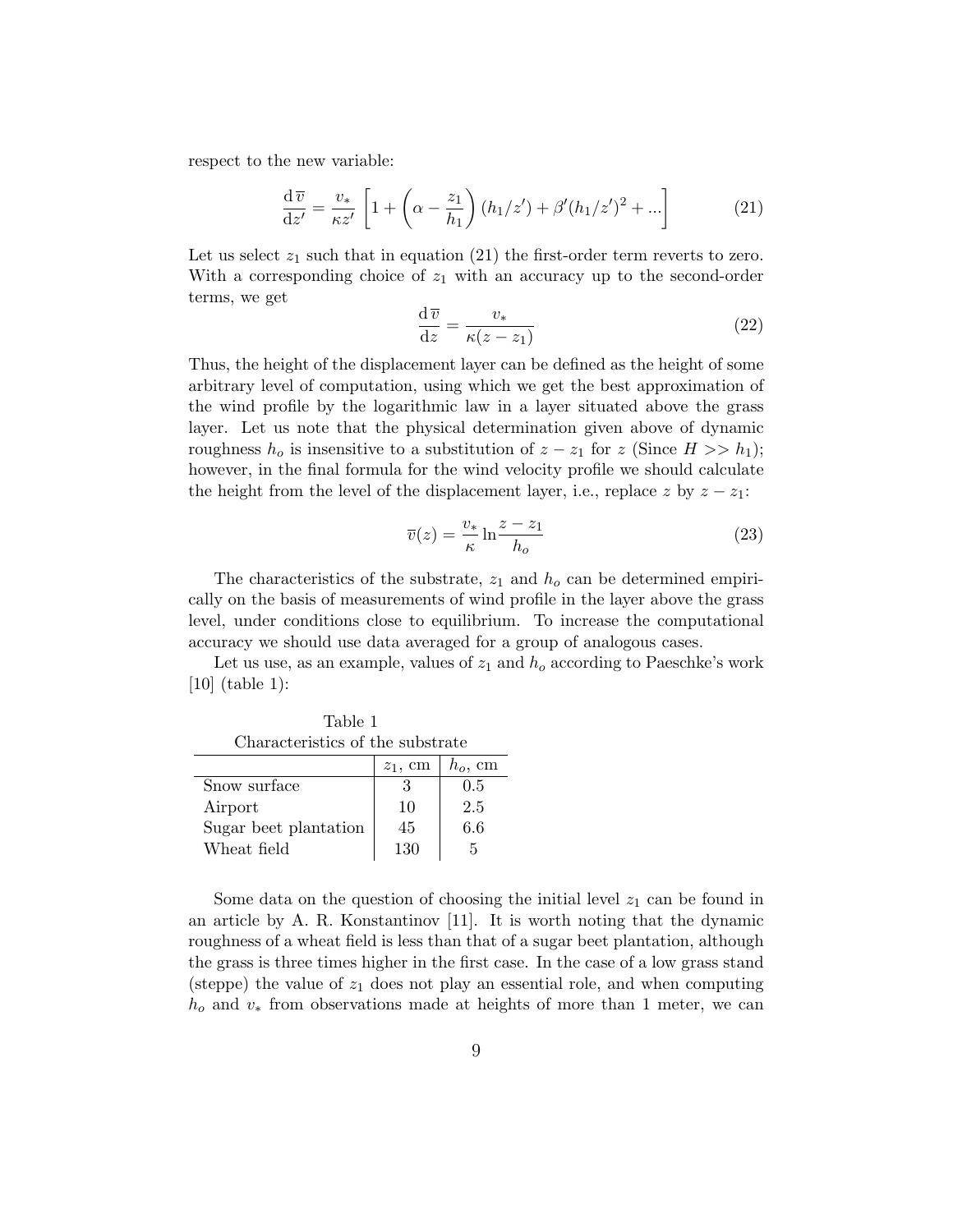respect to the new variable:

$$\frac{\mathrm{d}\,\overline{v}}{\mathrm{d}z'} = \frac{v_*}{\kappa z'}\left[1 + \left(\alpha - \frac{z_1}{h_1}\right)(h_1/z') + \beta'(h_1/z')^2 + ...\right] \tag{21}$$

Let us select $z_1$ such that in equation (21) the first-order term reverts to zero. With a corresponding choice of $z_1$ with an accuracy up to the second-order terms, we get

$$\frac{\mathrm{d}\,\overline{v}}{\mathrm{d}z} = \frac{v_*}{\kappa(z - z_1)} \tag{22}$$

Thus, the height of the displacement layer can be defined as the height of some arbitrary level of computation, using which we get the best approximation of the wind profile by the logarithmic law in a layer situated above the grass layer. Let us note that the physical determination given above of dynamic roughness $h_o$ is insensitive to a substitution of $z - z_1$ for $z$ (Since $H >> h_1$); however, in the final formula for the wind velocity profile we should calculate the height from the level of the displacement layer, i.e., replace $z$ by $z - z_1$:

$$\overline{v}(z) = \frac{v_*}{\kappa}\ln\frac{z - z_1}{h_o} \tag{23}$$

The characteristics of the substrate, $z_1$ and $h_o$ can be determined empirically on the basis of measurements of wind profile in the layer above the grass level, under conditions close to equilibrium. To increase the computational accuracy we should use data averaged for a group of analogous cases.

Let us use, as an example, values of $z_1$ and $h_o$ according to Paeschke's work [10] (table 1):

Table 1
Characteristics of the substrate

| | $z_1$, cm | $h_o$, cm |
|---|---|---|
| Snow surface | 3 | 0.5 |
| Airport | 10 | 2.5 |
| Sugar beet plantation | 45 | 6.6 |
| Wheat field | 130 | 5 |

Some data on the question of choosing the initial level $z_1$ can be found in an article by A. R. Konstantinov [11]. It is worth noting that the dynamic roughness of a wheat field is less than that of a sugar beet plantation, although the grass is three times higher in the first case. In the case of a low grass stand (steppe) the value of $z_1$ does not play an essential role, and when computing $h_o$ and $v_*$ from observations made at heights of more than 1 meter, we can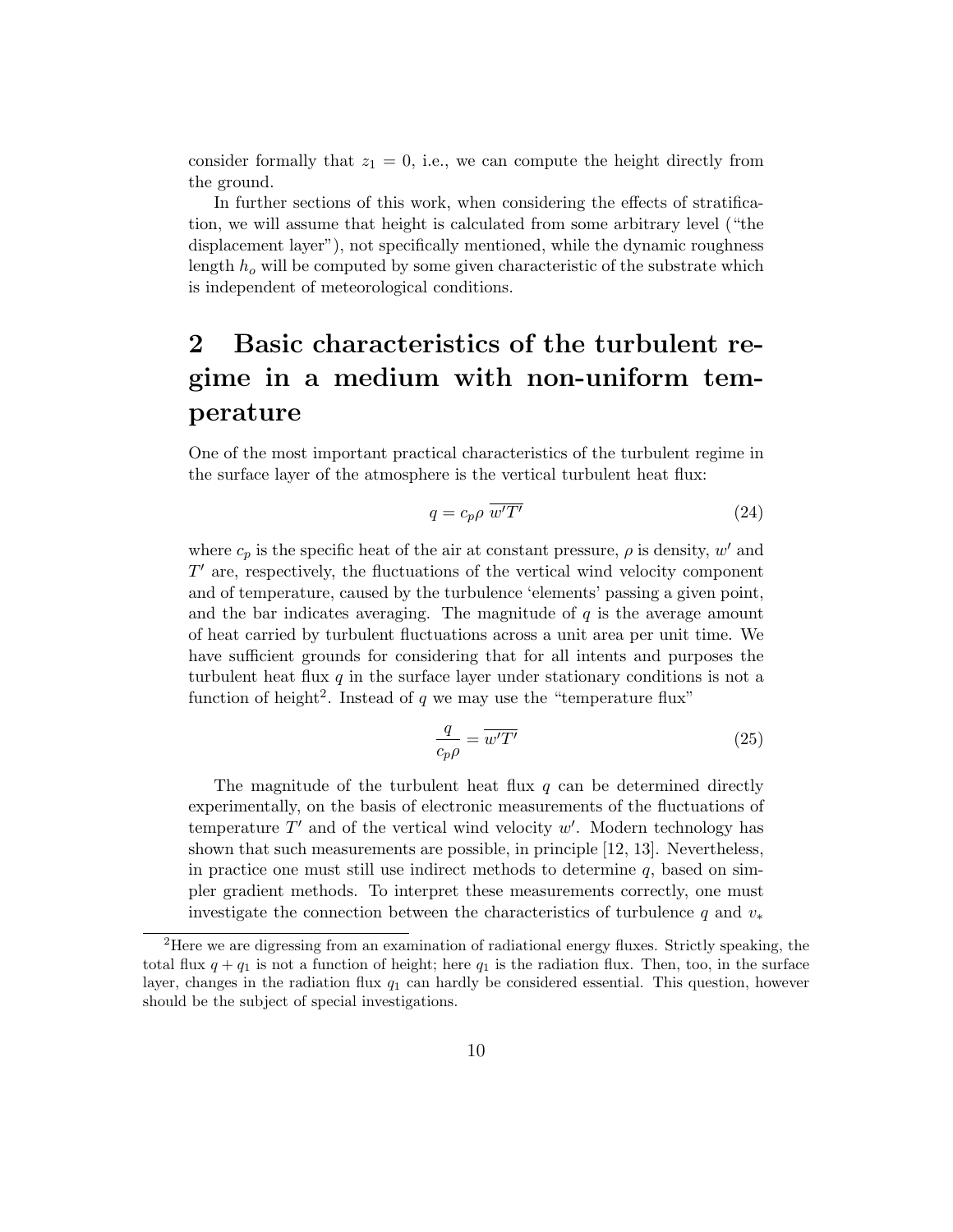consider formally that $z_1 = 0$, i.e., we can compute the height directly from the ground.

In further sections of this work, when considering the effects of stratification, we will assume that height is calculated from some arbitrary level ("the displacement layer"), not specifically mentioned, while the dynamic roughness length $h_o$ will be computed by some given characteristic of the substrate which is independent of meteorological conditions.

# 2 Basic characteristics of the turbulent regime in a medium with non-uniform temperature

One of the most important practical characteristics of the turbulent regime in the surface layer of the atmosphere is the vertical turbulent heat flux:

$$q = c_p \rho \, \overline{w'T'} \tag{24}$$

where $c_p$ is the specific heat of the air at constant pressure, $\rho$ is density, $w'$ and $T'$ are, respectively, the fluctuations of the vertical wind velocity component and of temperature, caused by the turbulence 'elements' passing a given point, and the bar indicates averaging. The magnitude of $q$ is the average amount of heat carried by turbulent fluctuations across a unit area per unit time. We have sufficient grounds for considering that for all intents and purposes the turbulent heat flux $q$ in the surface layer under stationary conditions is not a function of height[2]. Instead of $q$ we may use the "temperature flux"

$$\frac{q}{c_p \rho} = \overline{w'T'} \tag{25}$$

The magnitude of the turbulent heat flux $q$ can be determined directly experimentally, on the basis of electronic measurements of the fluctuations of temperature $T'$ and of the vertical wind velocity $w'$. Modern technology has shown that such measurements are possible, in principle [12, 13]. Nevertheless, in practice one must still use indirect methods to determine $q$, based on simpler gradient methods. To interpret these measurements correctly, one must investigate the connection between the characteristics of turbulence $q$ and $v_*$

[2] Here we are digressing from an examination of radiational energy fluxes. Strictly speaking, the total flux $q + q_1$ is not a function of height; here $q_1$ is the radiation flux. Then, too, in the surface layer, changes in the radiation flux $q_1$ can hardly be considered essential. This question, however should be the subject of special investigations.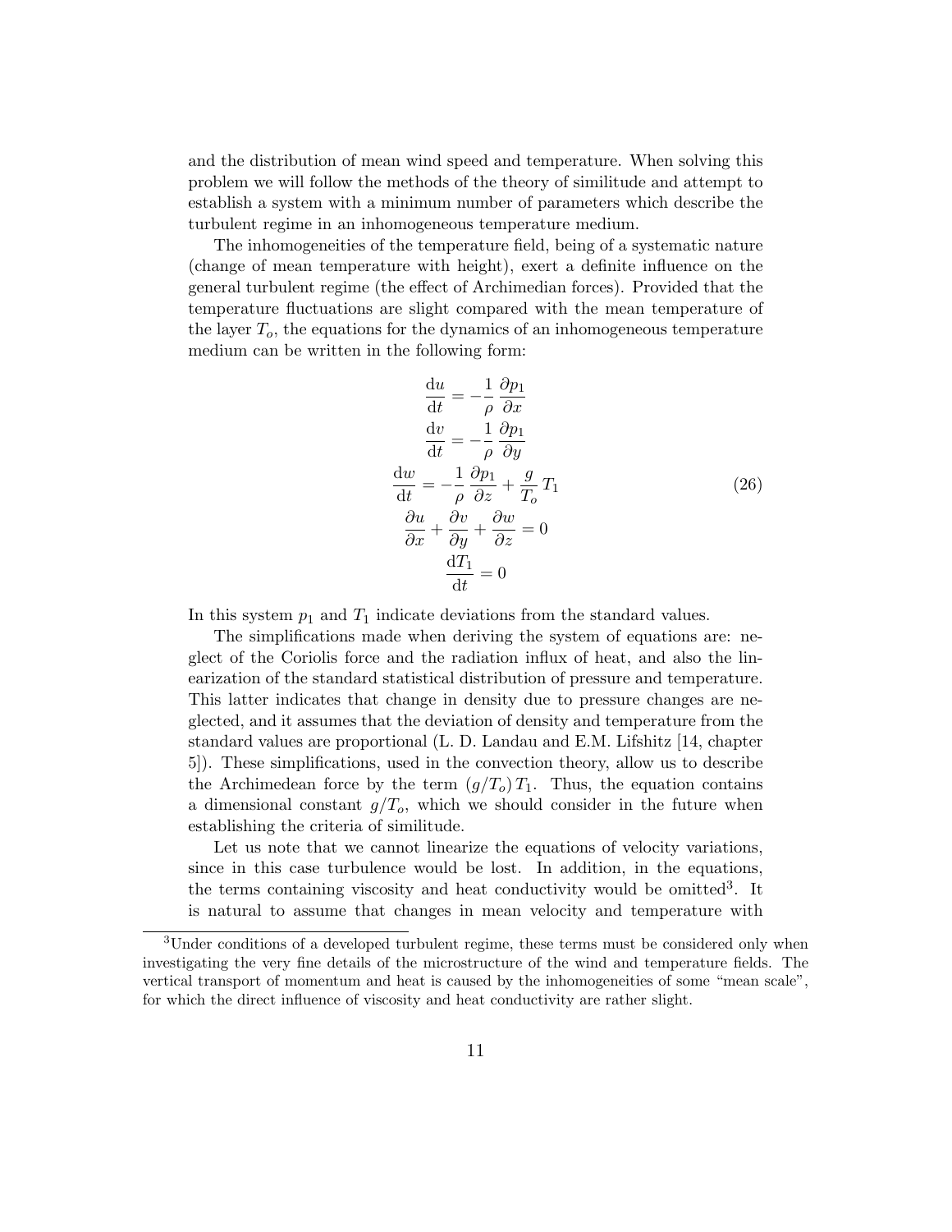and the distribution of mean wind speed and temperature. When solving this problem we will follow the methods of the theory of similitude and attempt to establish a system with a minimum number of parameters which describe the turbulent regime in an inhomogeneous temperature medium.

The inhomogeneities of the temperature field, being of a systematic nature (change of mean temperature with height), exert a definite influence on the general turbulent regime (the effect of Archimedian forces). Provided that the temperature fluctuations are slight compared with the mean temperature of the layer $T_o$, the equations for the dynamics of an inhomogeneous temperature medium can be written in the following form:

$$
\begin{aligned}
\frac{\mathrm{d}u}{\mathrm{d}t} &= -\frac{1}{\rho}\,\frac{\partial p_1}{\partial x} \\
\frac{\mathrm{d}v}{\mathrm{d}t} &= -\frac{1}{\rho}\,\frac{\partial p_1}{\partial y} \\
\frac{\mathrm{d}w}{\mathrm{d}t} &= -\frac{1}{\rho}\,\frac{\partial p_1}{\partial z} + \frac{g}{T_o}\,T_1 \\
\frac{\partial u}{\partial x} + \frac{\partial v}{\partial y} &+ \frac{\partial w}{\partial z} = 0 \\
\frac{\mathrm{d}T_1}{\mathrm{d}t} &= 0
\end{aligned}
\tag{26}
$$

In this system $p_1$ and $T_1$ indicate deviations from the standard values.

The simplifications made when deriving the system of equations are: neglect of the Coriolis force and the radiation influx of heat, and also the linearization of the standard statistical distribution of pressure and temperature. This latter indicates that change in density due to pressure changes are neglected, and it assumes that the deviation of density and temperature from the standard values are proportional (L. D. Landau and E.M. Lifshitz [14, chapter 5]). These simplifications, used in the convection theory, allow us to describe the Archimedean force by the term $(g/T_o)\,T_1$. Thus, the equation contains a dimensional constant $g/T_o$, which we should consider in the future when establishing the criteria of similitude.

Let us note that we cannot linearize the equations of velocity variations, since in this case turbulence would be lost. In addition, in the equations, the terms containing viscosity and heat conductivity would be omitted[3]. It is natural to assume that changes in mean velocity and temperature with

[3]Under conditions of a developed turbulent regime, these terms must be considered only when investigating the very fine details of the microstructure of the wind and temperature fields. The vertical transport of momentum and heat is caused by the inhomogeneities of some "mean scale", for which the direct influence of viscosity and heat conductivity are rather slight.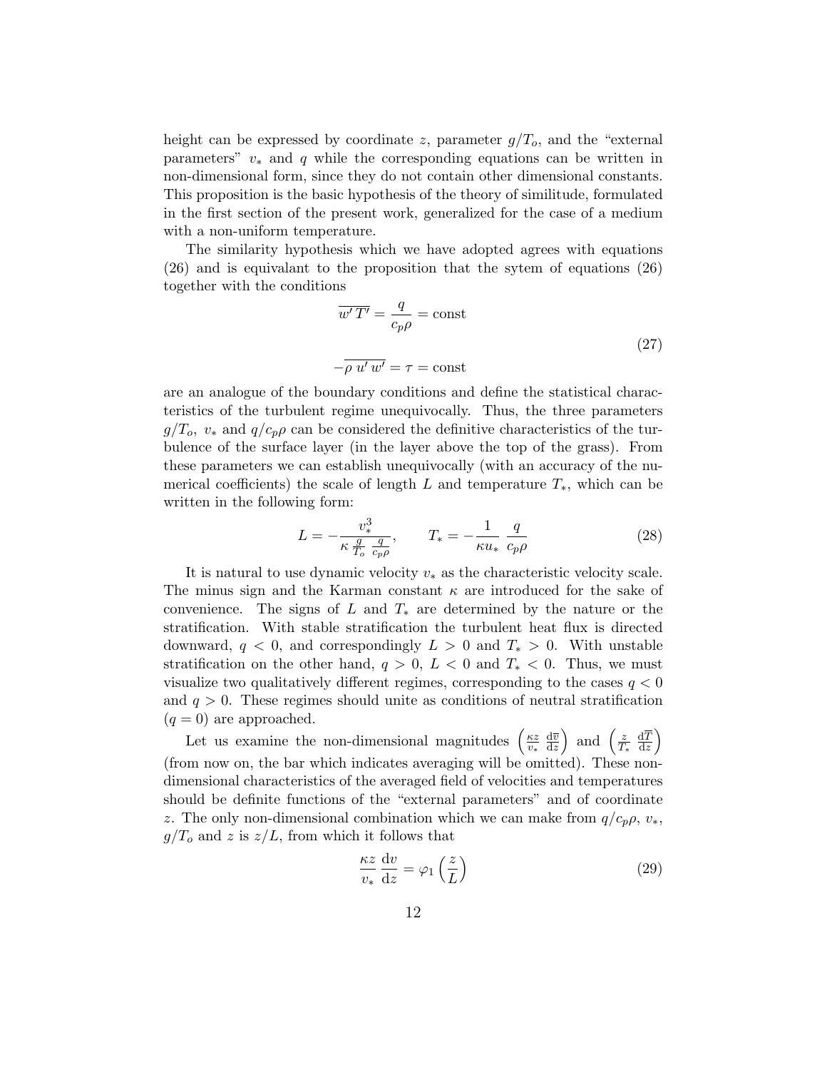height can be expressed by coordinate $z$, parameter $g/T_o$, and the "external parameters" $v_*$ and $q$ while the corresponding equations can be written in non-dimensional form, since they do not contain other dimensional constants. This proposition is the basic hypothesis of the theory of similitude, formulated in the first section of the present work, generalized for the case of a medium with a non-uniform temperature.

The similarity hypothesis which we have adopted agrees with equations (26) and is equivalant to the proposition that the sytem of equations (26) together with the conditions

$$
\begin{aligned}
\overline{w' T'} &= \frac{q}{c_p \rho} = \text{const} \\
-\overline{\rho\, u'\, w'} &= \tau = \text{const}
\end{aligned}
\tag{27}
$$

are an analogue of the boundary conditions and define the statistical characteristics of the turbulent regime unequivocally. Thus, the three parameters $g/T_o$, $v_*$ and $q/c_p\rho$ can be considered the definitive characteristics of the turbulence of the surface layer (in the layer above the top of the grass). From these parameters we can establish unequivocally (with an accuracy of the numerical coefficients) the scale of length $L$ and temperature $T_*$, which can be written in the following form:

$$
L = -\frac{v_*^3}{\kappa \frac{g}{T_o} \frac{q}{c_p \rho}}, \qquad T_* = -\frac{1}{\kappa u_*} \frac{q}{c_p \rho} \tag{28}
$$

It is natural to use dynamic velocity $v_*$ as the characteristic velocity scale. The minus sign and the Karman constant $\kappa$ are introduced for the sake of convenience. The signs of $L$ and $T_*$ are determined by the nature or the stratification. With stable stratification the turbulent heat flux is directed downward, $q < 0$, and correspondingly $L > 0$ and $T_* > 0$. With unstable stratification on the other hand, $q > 0$, $L < 0$ and $T_* < 0$. Thus, we must visualize two qualitatively different regimes, corresponding to the cases $q < 0$ and $q > 0$. These regimes should unite as conditions of neutral stratification ($q = 0$) are approached.

Let us examine the non-dimensional magnitudes $\left(\frac{\kappa z}{v_*} \frac{\mathrm{d}\overline{v}}{\mathrm{d}z}\right)$ and $\left(\frac{z}{T_*} \frac{\mathrm{d}\overline{T}}{\mathrm{d}z}\right)$ (from now on, the bar which indicates averaging will be omitted). These non-dimensional characteristics of the averaged field of velocities and temperatures should be definite functions of the "external parameters" and of coordinate $z$. The only non-dimensional combination which we can make from $q/c_p\rho$, $v_*$, $g/T_o$ and $z$ is $z/L$, from which it follows that

$$
\frac{\kappa z}{v_*} \frac{\mathrm{d}v}{\mathrm{d}z} = \varphi_1\left(\frac{z}{L}\right) \tag{29}
$$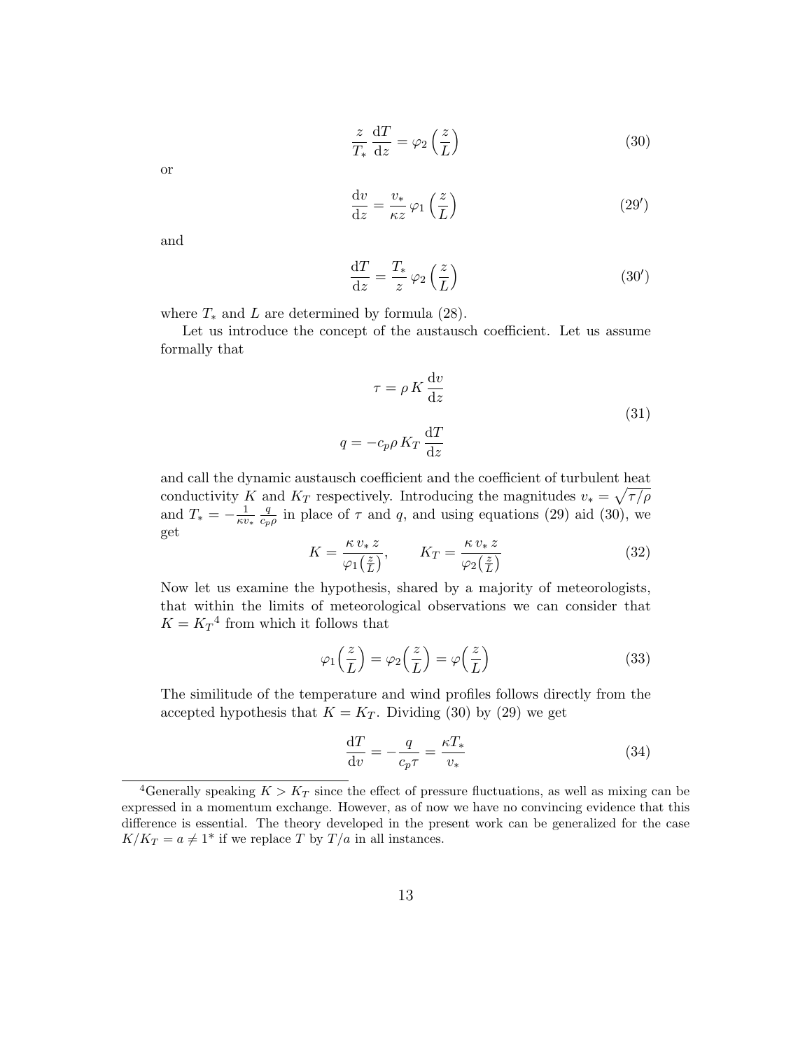$$\frac{z}{T_*}\frac{\mathrm{d}T}{\mathrm{d}z} = \varphi_2\left(\frac{z}{L}\right) \tag{30}$$

or

$$\frac{\mathrm{d}v}{\mathrm{d}z} = \frac{v_*}{\kappa z}\varphi_1\left(\frac{z}{L}\right) \tag{29$'$}$$

and

$$\frac{\mathrm{d}T}{\mathrm{d}z} = \frac{T_*}{z}\varphi_2\left(\frac{z}{L}\right) \tag{30$'$}$$

where $T_*$ and $L$ are determined by formula (28).

Let us introduce the concept of the austausch coefficient. Let us assume formally that

$$\begin{aligned} \tau &= \rho K \frac{\mathrm{d}v}{\mathrm{d}z} \\ q &= -c_p \rho K_T \frac{\mathrm{d}T}{\mathrm{d}z} \end{aligned} \tag{31}$$

and call the dynamic austausch coefficient and the coefficient of turbulent heat conductivity $K$ and $K_T$ respectively. Introducing the magnitudes $v_* = \sqrt{\tau/\rho}$ and $T_* = -\frac{1}{\kappa v_*}\frac{q}{c_p\rho}$ in place of $\tau$ and $q$, and using equations (29) aid (30), we get

$$K = \frac{\kappa v_* z}{\varphi_1\left(\frac{z}{L}\right)}, \qquad K_T = \frac{\kappa v_* z}{\varphi_2\left(\frac{z}{L}\right)} \tag{32}$$

Now let us examine the hypothesis, shared by a majority of meteorologists, that within the limits of meteorological observations we can consider that $K = K_T$[4] from which it follows that

$$\varphi_1\left(\frac{z}{L}\right) = \varphi_2\left(\frac{z}{L}\right) = \varphi\left(\frac{z}{L}\right) \tag{33}$$

The similitude of the temperature and wind profiles follows directly from the accepted hypothesis that $K = K_T$. Dividing (30) by (29) we get

$$\frac{\mathrm{d}T}{\mathrm{d}v} = -\frac{q}{c_p\tau} = \frac{\kappa T_*}{v_*} \tag{34}$$

[4]Generally speaking $K > K_T$ since the effect of pressure fluctuations, as well as mixing can be expressed in a momentum exchange. However, as of now we have no convincing evidence that this difference is essential. The theory developed in the present work can be generalized for the case $K/K_T = a \neq 1$* if we replace $T$ by $T/a$ in all instances.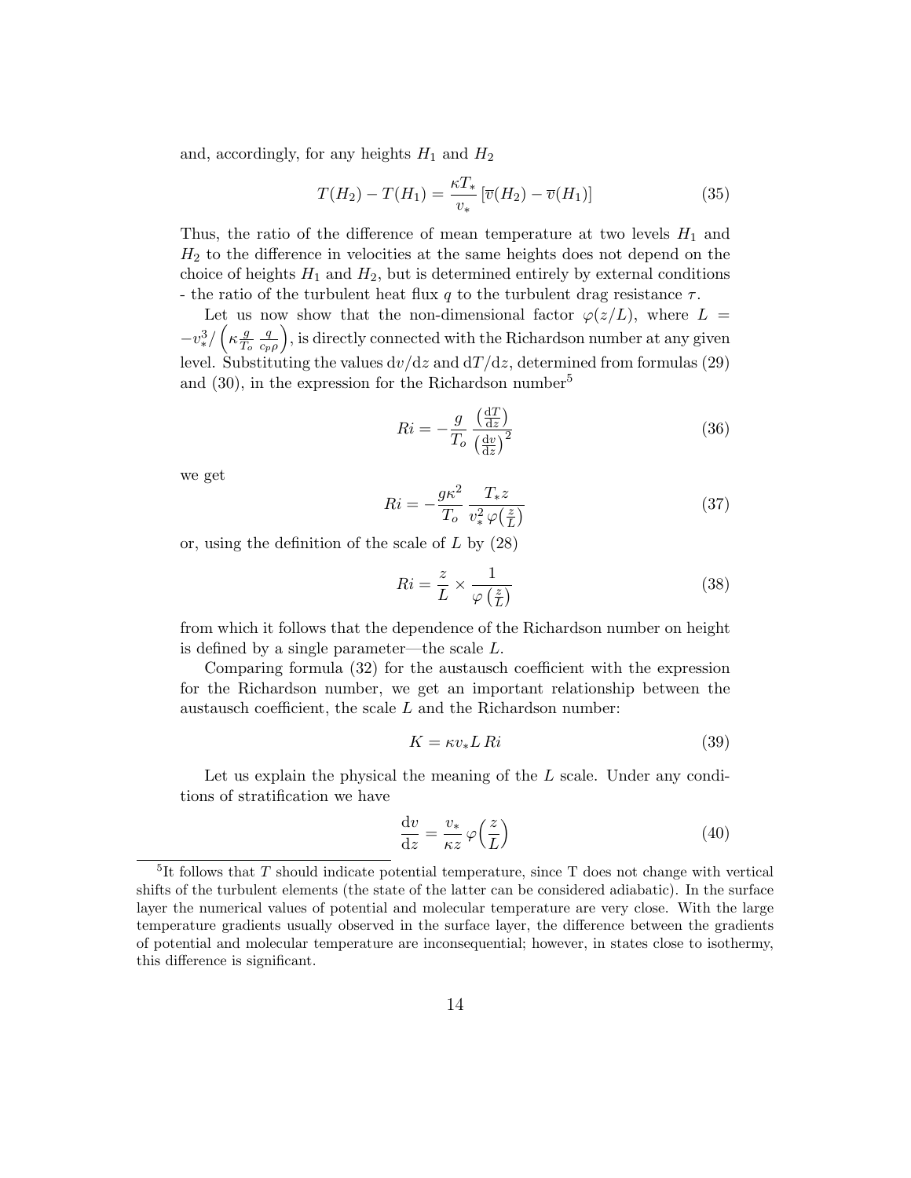and, accordingly, for any heights $H_1$ and $H_2$

$$T(H_2) - T(H_1) = \frac{\kappa T_*}{v_*} \left[ \overline{v}(H_2) - \overline{v}(H_1) \right] \tag{35}$$

Thus, the ratio of the difference of mean temperature at two levels $H_1$ and $H_2$ to the difference in velocities at the same heights does not depend on the choice of heights $H_1$ and $H_2$, but is determined entirely by external conditions - the ratio of the turbulent heat flux $q$ to the turbulent drag resistance $\tau$.

Let us now show that the non-dimensional factor $\varphi(z/L)$, where $L = -v_*^3/\left(\kappa \frac{g}{T_o} \frac{q}{c_p \rho}\right)$, is directly connected with the Richardson number at any given level. Substituting the values $\mathrm{d}v/\mathrm{d}z$ and $\mathrm{d}T/\mathrm{d}z$, determined from formulas (29) and (30), in the expression for the Richardson number[5]

$$Ri = -\frac{g}{T_o} \frac{\left(\frac{\mathrm{d}T}{\mathrm{d}z}\right)}{\left(\frac{\mathrm{d}v}{\mathrm{d}z}\right)^2} \tag{36}$$

we get

$$Ri = -\frac{g\kappa^2}{T_o} \frac{T_* z}{v_*^2 \varphi\left(\frac{z}{L}\right)} \tag{37}$$

or, using the definition of the scale of $L$ by (28)

$$Ri = \frac{z}{L} \times \frac{1}{\varphi\left(\frac{z}{L}\right)} \tag{38}$$

from which it follows that the dependence of the Richardson number on height is defined by a single parameter—the scale $L$.

Comparing formula (32) for the austausch coefficient with the expression for the Richardson number, we get an important relationship between the austausch coefficient, the scale $L$ and the Richardson number:

$$K = \kappa v_* L \, Ri \tag{39}$$

Let us explain the physical the meaning of the $L$ scale. Under any conditions of stratification we have

$$\frac{\mathrm{d}v}{\mathrm{d}z} = \frac{v_*}{\kappa z} \varphi\left(\frac{z}{L}\right) \tag{40}$$

[5]It follows that $T$ should indicate potential temperature, since T does not change with vertical shifts of the turbulent elements (the state of the latter can be considered adiabatic). In the surface layer the numerical values of potential and molecular temperature are very close. With the large temperature gradients usually observed in the surface layer, the difference between the gradients of potential and molecular temperature are inconsequential; however, in states close to isothermy, this difference is significant.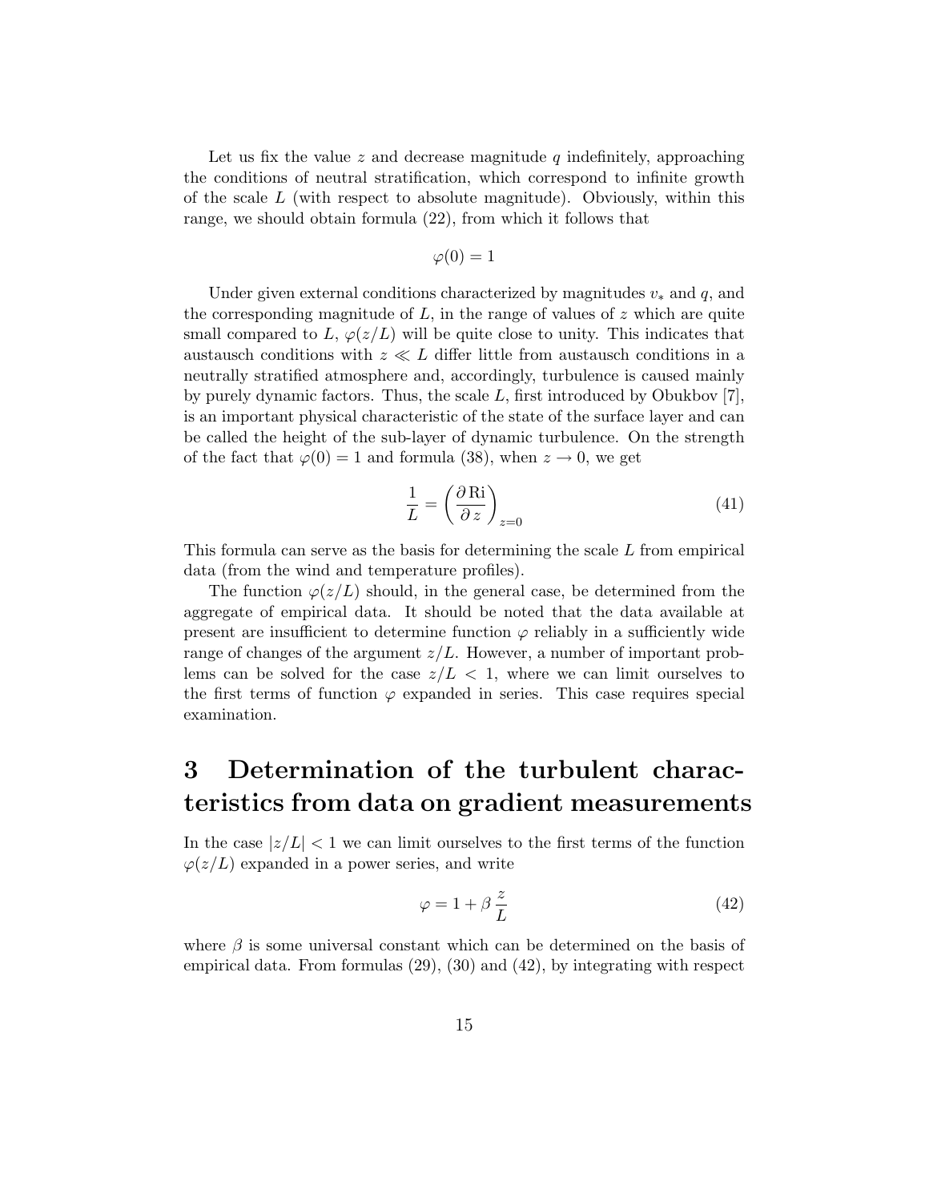Let us fix the value $z$ and decrease magnitude $q$ indefinitely, approaching the conditions of neutral stratification, which correspond to infinite growth of the scale $L$ (with respect to absolute magnitude). Obviously, within this range, we should obtain formula (22), from which it follows that

$$\varphi(0) = 1$$

Under given external conditions characterized by magnitudes $v_*$ and $q$, and the corresponding magnitude of $L$, in the range of values of $z$ which are quite small compared to $L$, $\varphi(z/L)$ will be quite close to unity. This indicates that austausch conditions with $z \ll L$ differ little from austausch conditions in a neutrally stratified atmosphere and, accordingly, turbulence is caused mainly by purely dynamic factors. Thus, the scale $L$, first introduced by Obukbov [7], is an important physical characteristic of the state of the surface layer and can be called the height of the sub-layer of dynamic turbulence. On the strength of the fact that $\varphi(0) = 1$ and formula (38), when $z \to 0$, we get

$$\frac{1}{L} = \left( \frac{\partial \, \mathrm{Ri}}{\partial \, z} \right)_{z=0} \tag{41}$$

This formula can serve as the basis for determining the scale $L$ from empirical data (from the wind and temperature profiles).

The function $\varphi(z/L)$ should, in the general case, be determined from the aggregate of empirical data. It should be noted that the data available at present are insufficient to determine function $\varphi$ reliably in a sufficiently wide range of changes of the argument $z/L$. However, a number of important problems can be solved for the case $z/L < 1$, where we can limit ourselves to the first terms of function $\varphi$ expanded in series. This case requires special examination.

# 3 Determination of the turbulent characteristics from data on gradient measurements

In the case $|z/L| < 1$ we can limit ourselves to the first terms of the function $\varphi(z/L)$ expanded in a power series, and write

$$\varphi = 1 + \beta \, \frac{z}{L} \tag{42}$$

where $\beta$ is some universal constant which can be determined on the basis of empirical data. From formulas (29), (30) and (42), by integrating with respect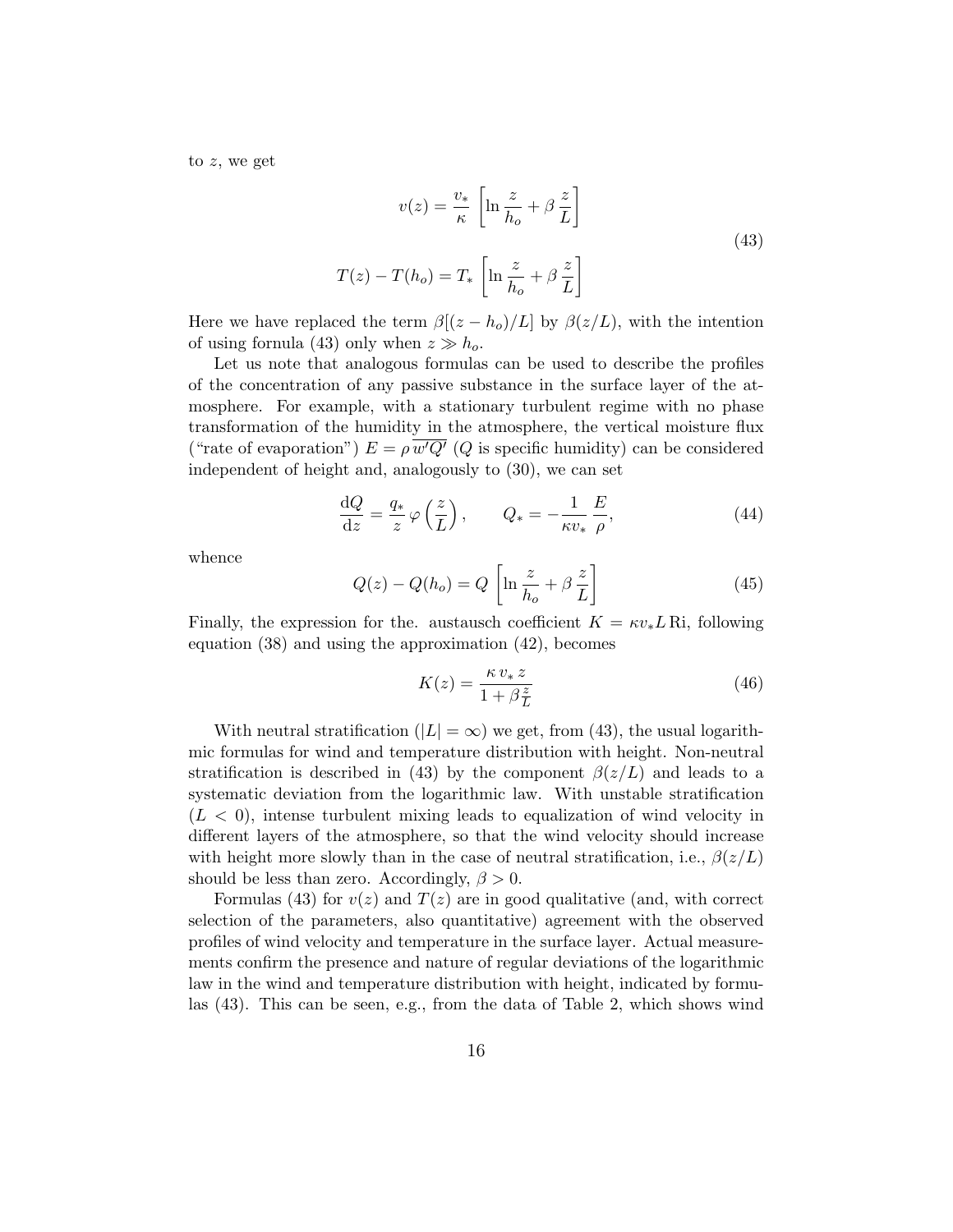to $z$, we get

$$
\begin{aligned}
v(z) &= \frac{v_*}{\kappa} \left[ \ln \frac{z}{h_o} + \beta \, \frac{z}{L} \right] \\
T(z) - T(h_o) &= T_* \left[ \ln \frac{z}{h_o} + \beta \, \frac{z}{L} \right]
\end{aligned}
\tag{43}
$$

Here we have replaced the term $\beta[(z - h_o)/L]$ by $\beta(z/L)$, with the intention of using fornula (43) only when $z \gg h_o$.

Let us note that analogous formulas can be used to describe the profiles of the concentration of any passive substance in the surface layer of the atmosphere. For example, with a stationary turbulent regime with no phase transformation of the humidity in the atmosphere, the vertical moisture flux ("rate of evaporation") $E = \rho \, \overline{w'Q'}$ ($Q$ is specific humidity) can be considered independent of height and, analogously to (30), we can set

$$
\frac{\mathrm{d}Q}{\mathrm{d}z} = \frac{q_*}{z} \, \varphi\left(\frac{z}{L}\right), \qquad Q_* = -\frac{1}{\kappa v_*} \, \frac{E}{\rho}, \tag{44}
$$

whence

$$
Q(z) - Q(h_o) = Q \left[ \ln \frac{z}{h_o} + \beta \, \frac{z}{L} \right] \tag{45}
$$

Finally, the expression for the. austausch coefficient $K = \kappa v_* L \, \mathrm{Ri}$, following equation (38) and using the approximation (42), becomes

$$
K(z) = \frac{\kappa \, v_* \, z}{1 + \beta \frac{z}{L}} \tag{46}
$$

With neutral stratification ($|L| = \infty$) we get, from (43), the usual logarithmic formulas for wind and temperature distribution with height. Non-neutral stratification is described in (43) by the component $\beta(z/L)$ and leads to a systematic deviation from the logarithmic law. With unstable stratification ($L < 0$), intense turbulent mixing leads to equalization of wind velocity in different layers of the atmosphere, so that the wind velocity should increase with height more slowly than in the case of neutral stratification, i.e., $\beta(z/L)$ should be less than zero. Accordingly, $\beta > 0$.

Formulas (43) for $v(z)$ and $T(z)$ are in good qualitative (and, with correct selection of the parameters, also quantitative) agreement with the observed profiles of wind velocity and temperature in the surface layer. Actual measurements confirm the presence and nature of regular deviations of the logarithmic law in the wind and temperature distribution with height, indicated by formulas (43). This can be seen, e.g., from the data of Table 2, which shows wind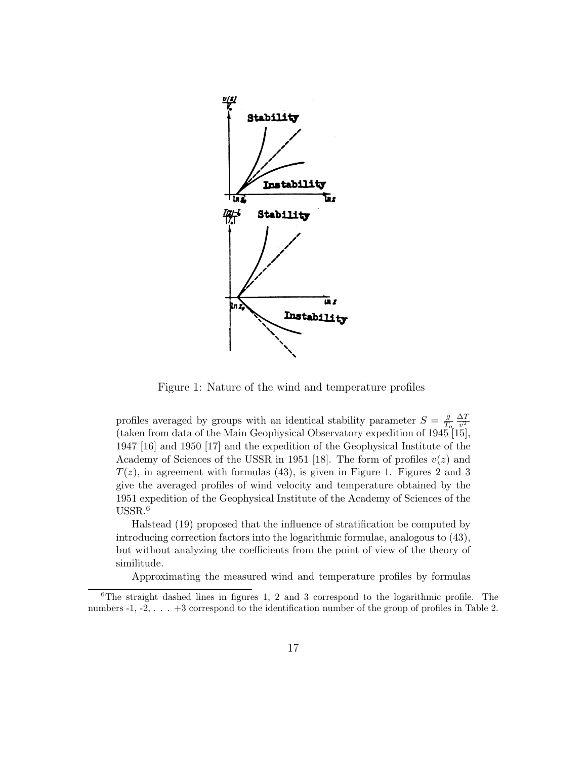Figure 1: Nature of the wind and temperature profiles

profiles averaged by groups with an identical stability parameter $S = \frac{g}{T_o}\frac{\Delta T}{v^2}$ (taken from data of the Main Geophysical Observatory expedition of 1945 [15], 1947 [16] and 1950 [17] and the expedition of the Geophysical Institute of the Academy of Sciences of the USSR in 1951 [18]. The form of profiles $v(z)$ and $T(z)$, in agreement with formulas (43), is given in Figure 1. Figures 2 and 3 give the averaged profiles of wind velocity and temperature obtained by the 1951 expedition of the Geophysical Institute of the Academy of Sciences of the USSR.[6]

Halstead (19) proposed that the influence of stratification be computed by introducing correction factors into the logarithmic formulae, analogous to (43), but without analyzing the coefficients from the point of view of the theory of similitude.

Approximating the measured wind and temperature profiles by formulas

---

[6] The straight dashed lines in figures 1, 2 and 3 correspond to the logarithmic profile. The numbers -1, -2, . . . +3 correspond to the identification number of the group of profiles in Table 2.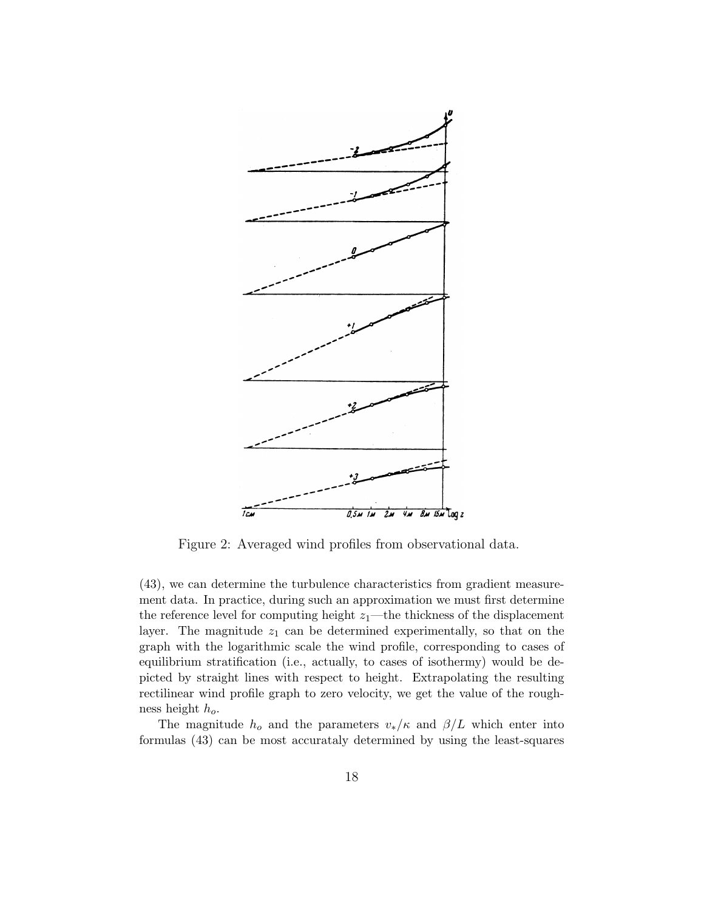Figure 2: Averaged wind profiles from observational data.

(43), we can determine the turbulence characteristics from gradient measurement data. In practice, during such an approximation we must first determine the reference level for computing height $z_1$—the thickness of the displacement layer. The magnitude $z_1$ can be determined experimentally, so that on the graph with the logarithmic scale the wind profile, corresponding to cases of equilibrium stratification (i.e., actually, to cases of isothermy) would be depicted by straight lines with respect to height. Extrapolating the resulting rectilinear wind profile graph to zero velocity, we get the value of the roughness height $h_o$.

The magnitude $h_o$ and the parameters $v_*/\kappa$ and $\beta/L$ which enter into formulas (43) can be most accurataly determined by using the least-squares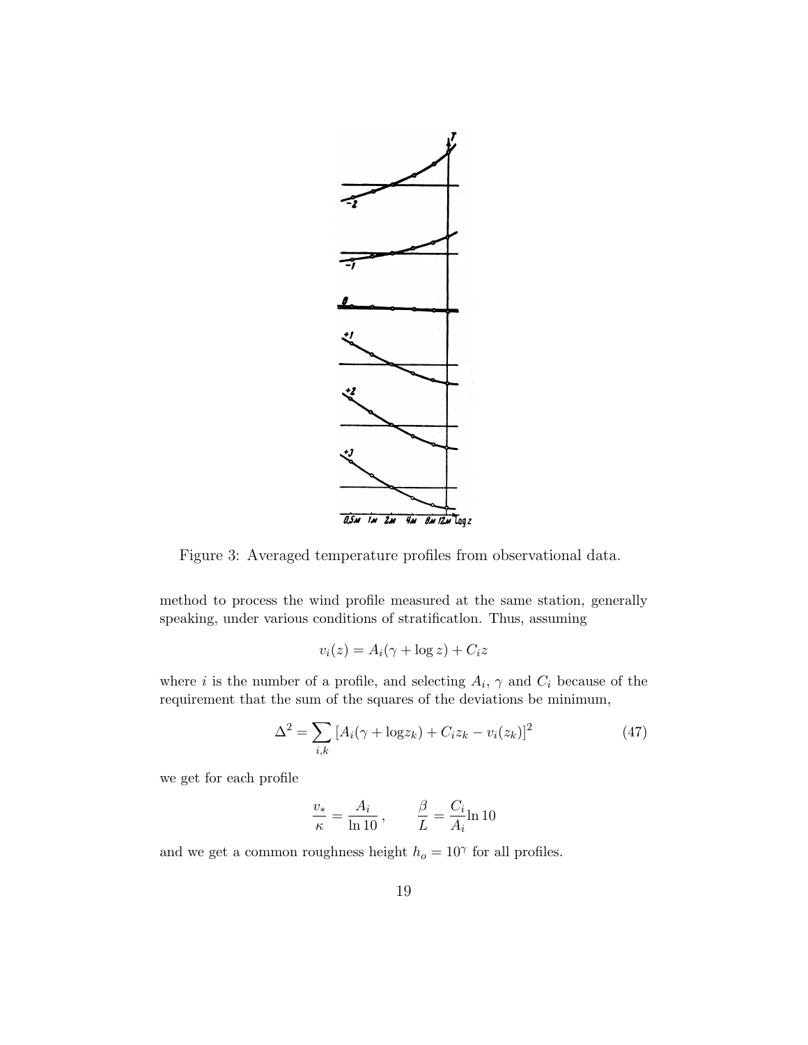Figure 3: Averaged temperature profiles from observational data.

method to process the wind profile measured at the same station, generally speaking, under various conditions of stratificatlon. Thus, assuming

$$v_i(z) = A_i(\gamma + \log z) + C_i z$$

where $i$ is the number of a profile, and selecting $A_i$, $\gamma$ and $C_i$ because of the requirement that the sum of the squares of the deviations be minimum,

$$\Delta^2 = \sum_{i,k} \left[A_i(\gamma + \log z_k) + C_i z_k - v_i(z_k)\right]^2 \tag{47}$$

we get for each profile

$$\frac{v_*}{\kappa} = \frac{A_i}{\ln 10}\,, \qquad \frac{\beta}{L} = \frac{C_i}{A_i}\ln 10$$

and we get a common roughness height $h_o = 10^{\gamma}$ for all profiles.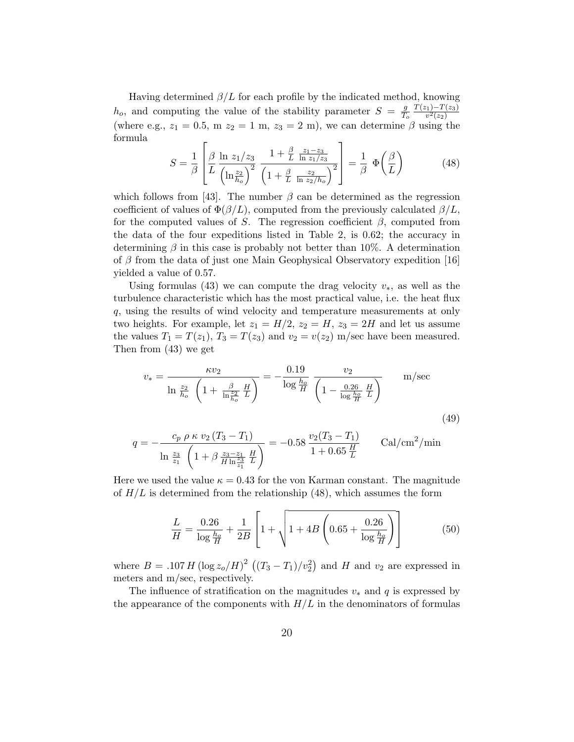Having determined $\beta/L$ for each profile by the indicated method, knowing $h_o$, and computing the value of the stability parameter $S = \frac{g}{T_o} \frac{T(z_1)-T(z_3)}{v^2(z_2)}$ (where e.g., $z_1 = 0.5$, m $z_2 = 1$ m, $z_3 = 2$ m), we can determine $\beta$ using the formula

$$S = \frac{1}{\beta} \left[ \frac{\beta}{L} \frac{\ln z_1/z_3}{\left(\ln \frac{z_2}{h_o}\right)^2} \frac{1 + \frac{\beta}{L} \frac{z_1 - z_3}{\ln z_1/z_3}}{\left(1 + \frac{\beta}{L} \frac{z_2}{\ln z_2/h_o}\right)^2} \right] = \frac{1}{\beta} \, \Phi\!\left(\frac{\beta}{L}\right) \tag{48}$$

which follows from [43]. The number $\beta$ can be determined as the regression coefficient of values of $\Phi(\beta/L)$, computed from the previously calculated $\beta/L$, for the computed values of $S$. The regression coefficient $\beta$, computed from the data of the four expeditions listed in Table 2, is 0.62; the accuracy in determining $\beta$ in this case is probably not better than 10%. A determination of $\beta$ from the data of just one Main Geophysical Observatory expedition [16] yielded a value of 0.57.

Using formulas (43) we can compute the drag velocity $v_*$, as well as the turbulence characteristic which has the most practical value, i.e. the heat flux $q$, using the results of wind velocity and temperature measurements at only two heights. For example, let $z_1 = H/2$, $z_2 = H$, $z_3 = 2H$ and let us assume the values $T_1 = T(z_1)$, $T_3 = T(z_3)$ and $v_2 = v(z_2)$ m/sec have been measured. Then from (43) we get

$$v_* = \frac{\kappa v_2}{\ln \frac{z_2}{h_o} \left(1 + \frac{\beta}{\ln \frac{z_2}{h_o}} \frac{H}{L}\right)} = -\frac{0.19}{\log \frac{h_o}{H}} \frac{v_2}{\left(1 - \frac{0.26}{\log \frac{h_o}{H}} \frac{H}{L}\right)} \qquad \text{m/sec}$$

$$q = -\frac{c_p \, \rho \, \kappa \, v_2 \, (T_3 - T_1)}{\ln \frac{z_3}{z_1} \left(1 + \beta \frac{z_3 - z_1}{H \ln \frac{z_3}{z_1}} \frac{H}{L}\right)} = -0.58 \, \frac{v_2 (T_3 - T_1)}{1 + 0.65 \frac{H}{L}} \qquad \text{Cal/cm}^2\text{/min} \tag{49}$$

Here we used the value $\kappa = 0.43$ for the von Karman constant. The magnitude of $H/L$ is determined from the relationship (48), which assumes the form

$$\frac{L}{H} = \frac{0.26}{\log \frac{h_o}{H}} + \frac{1}{2B} \left[ 1 + \sqrt{1 + 4B \left(0.65 + \frac{0.26}{\log \frac{h_o}{H}}\right)} \right] \tag{50}$$

where $B = .107 \, H \left(\log z_o/H\right)^2 \left((T_3 - T_1)/v_2^2\right)$ and $H$ and $v_2$ are expressed in meters and m/sec, respectively.

The influence of stratification on the magnitudes $v_*$ and $q$ is expressed by the appearance of the components with $H/L$ in the denominators of formulas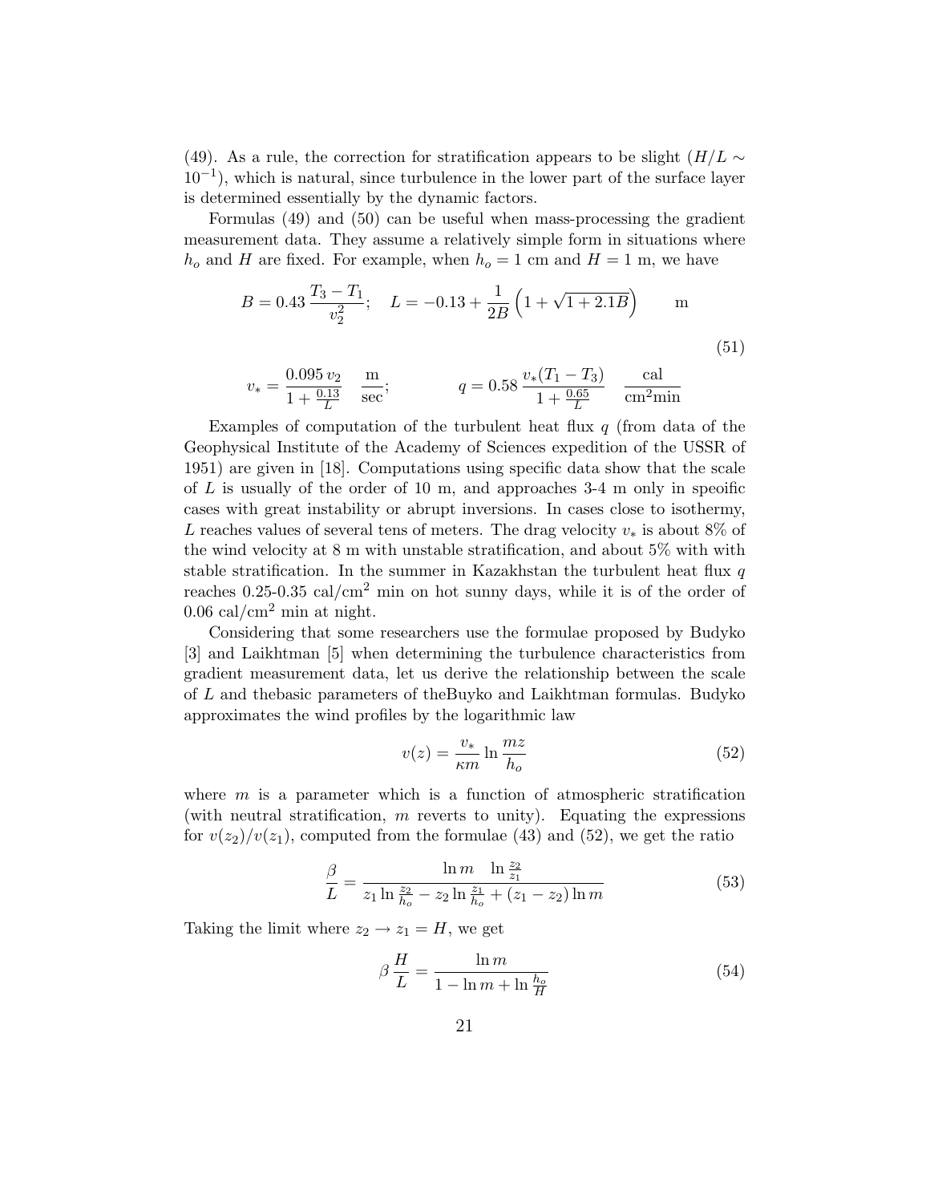(49). As a rule, the correction for stratification appears to be slight ($H/L \sim 10^{-1}$), which is natural, since turbulence in the lower part of the surface layer is determined essentially by the dynamic factors.

Formulas (49) and (50) can be useful when mass-processing the gradient measurement data. They assume a relatively simple form in situations where $h_o$ and $H$ are fixed. For example, when $h_o = 1$ cm and $H = 1$ m, we have

$$B = 0.43\,\frac{T_3 - T_1}{v_2^2}; \quad L = -0.13 + \frac{1}{2B}\left(1 + \sqrt{1 + 2.1B}\right) \qquad \text{m}$$

$$v_* = \frac{0.095\,v_2}{1 + \frac{0.13}{L}} \quad \frac{\text{m}}{\text{sec}}; \qquad\qquad q = 0.58\,\frac{v_*(T_1 - T_3)}{1 + \frac{0.65}{L}} \quad \frac{\text{cal}}{\text{cm}^2\text{min}} \tag{51}$$

Examples of computation of the turbulent heat flux $q$ (from data of the Geophysical Institute of the Academy of Sciences expedition of the USSR of 1951) are given in [18]. Computations using specific data show that the scale of $L$ is usually of the order of 10 m, and approaches 3-4 m only in speoific cases with great instability or abrupt inversions. In cases close to isothermy, $L$ reaches values of several tens of meters. The drag velocity $v_*$ is about 8% of the wind velocity at 8 m with unstable stratification, and about 5% with with stable stratification. In the summer in Kazakhstan the turbulent heat flux $q$ reaches 0.25-0.35 cal/cm$^2$ min on hot sunny days, while it is of the order of 0.06 cal/cm$^2$ min at night.

Considering that some researchers use the formulae proposed by Budyko [3] and Laikhtman [5] when determining the turbulence characteristics from gradient measurement data, let us derive the relationship between the scale of $L$ and thebasic parameters of theBuyko and Laikhtman formulas. Budyko approximates the wind profiles by the logarithmic law

$$v(z) = \frac{v_*}{\kappa m}\ln\frac{mz}{h_o} \tag{52}$$

where $m$ is a parameter which is a function of atmospheric stratification (with neutral stratification, $m$ reverts to unity). Equating the expressions for $v(z_2)/v(z_1)$, computed from the formulae (43) and (52), we get the ratio

$$\frac{\beta}{L} = \frac{\ln m \quad \ln\frac{z_2}{z_1}}{z_1\ln\frac{z_2}{h_o} - z_2\ln\frac{z_1}{h_o} + (z_1 - z_2)\ln m} \tag{53}$$

Taking the limit where $z_2 \to z_1 = H$, we get

$$\beta\,\frac{H}{L} = \frac{\ln m}{1 - \ln m + \ln\frac{h_o}{H}} \tag{54}$$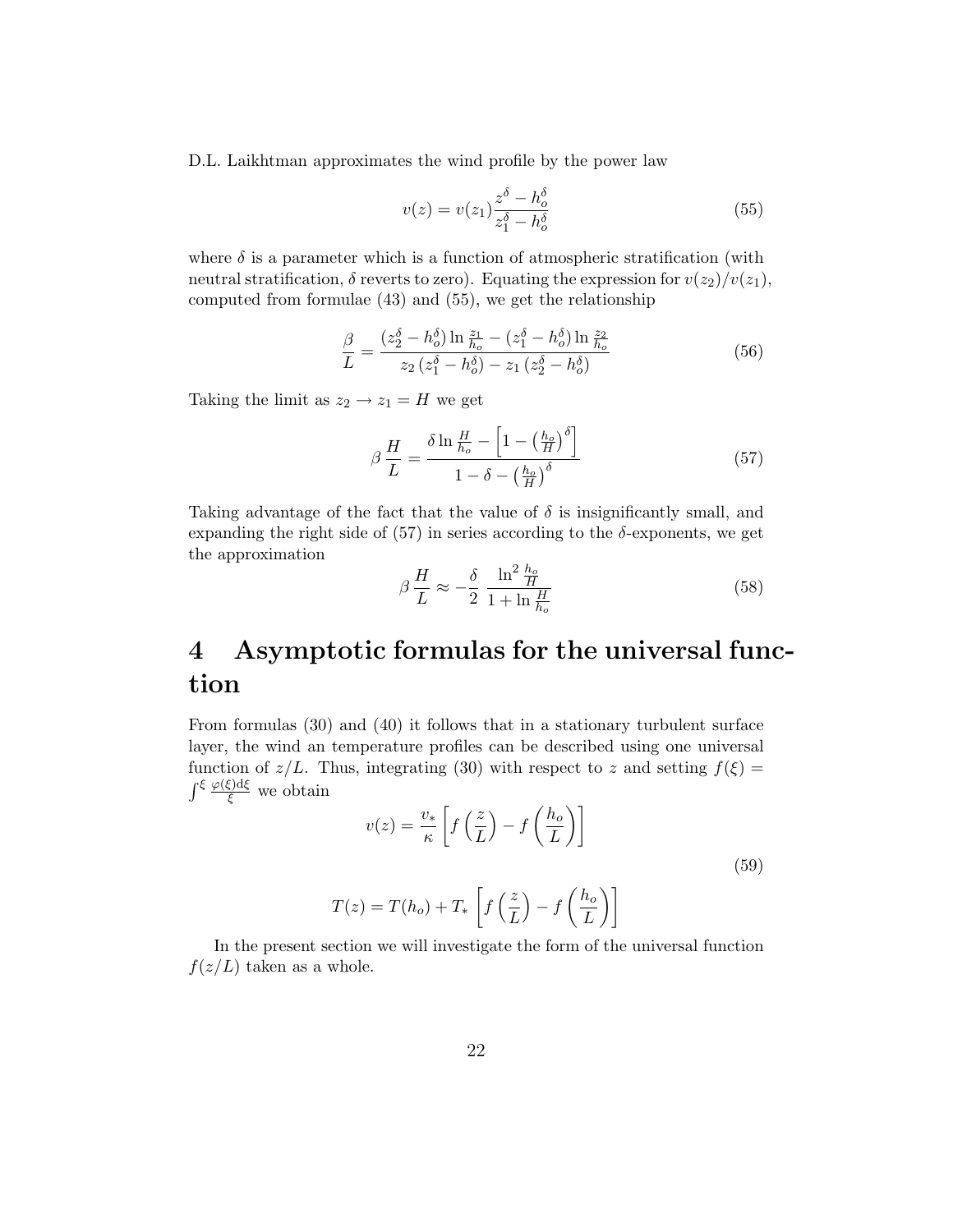D.L. Laikhtman approximates the wind profile by the power law

$$v(z) = v(z_1)\frac{z^\delta - h_o^\delta}{z_1^\delta - h_o^\delta} \tag{55}$$

where $\delta$ is a parameter which is a function of atmospheric stratification (with neutral stratification, $\delta$ reverts to zero). Equating the expression for $v(z_2)/v(z_1)$, computed from formulae (43) and (55), we get the relationship

$$\frac{\beta}{L} = \frac{(z_2^\delta - h_o^\delta)\ln\frac{z_1}{h_o} - (z_1^\delta - h_o^\delta)\ln\frac{z_2}{h_o}}{z_2\,(z_1^\delta - h_o^\delta) - z_1\,(z_2^\delta - h_o^\delta)} \tag{56}$$

Taking the limit as $z_2 \to z_1 = H$ we get

$$\beta\,\frac{H}{L} = \frac{\delta\ln\frac{H}{h_o} - \left[1 - \left(\frac{h_o}{H}\right)^\delta\right]}{1 - \delta - \left(\frac{h_o}{H}\right)^\delta} \tag{57}$$

Taking advantage of the fact that the value of $\delta$ is insignificantly small, and expanding the right side of (57) in series according to the $\delta$-exponents, we get the approximation

$$\beta\,\frac{H}{L} \approx -\frac{\delta}{2}\,\frac{\ln^2\frac{h_o}{H}}{1 + \ln\frac{H}{h_o}} \tag{58}$$

# 4 Asymptotic formulas for the universal function

From formulas (30) and (40) it follows that in a stationary turbulent surface layer, the wind an temperature profiles can be described using one universal function of $z/L$. Thus, integrating (30) with respect to $z$ and setting $f(\xi) = \int^\xi \frac{\varphi(\xi)\mathrm{d}\xi}{\xi}$ we obtain

$$v(z) = \frac{v_*}{\kappa}\left[f\left(\frac{z}{L}\right) - f\left(\frac{h_o}{L}\right)\right]$$

$$T(z) = T(h_o) + T_*\left[f\left(\frac{z}{L}\right) - f\left(\frac{h_o}{L}\right)\right] \tag{59}$$

In the present section we will investigate the form of the universal function $f(z/L)$ taken as a whole.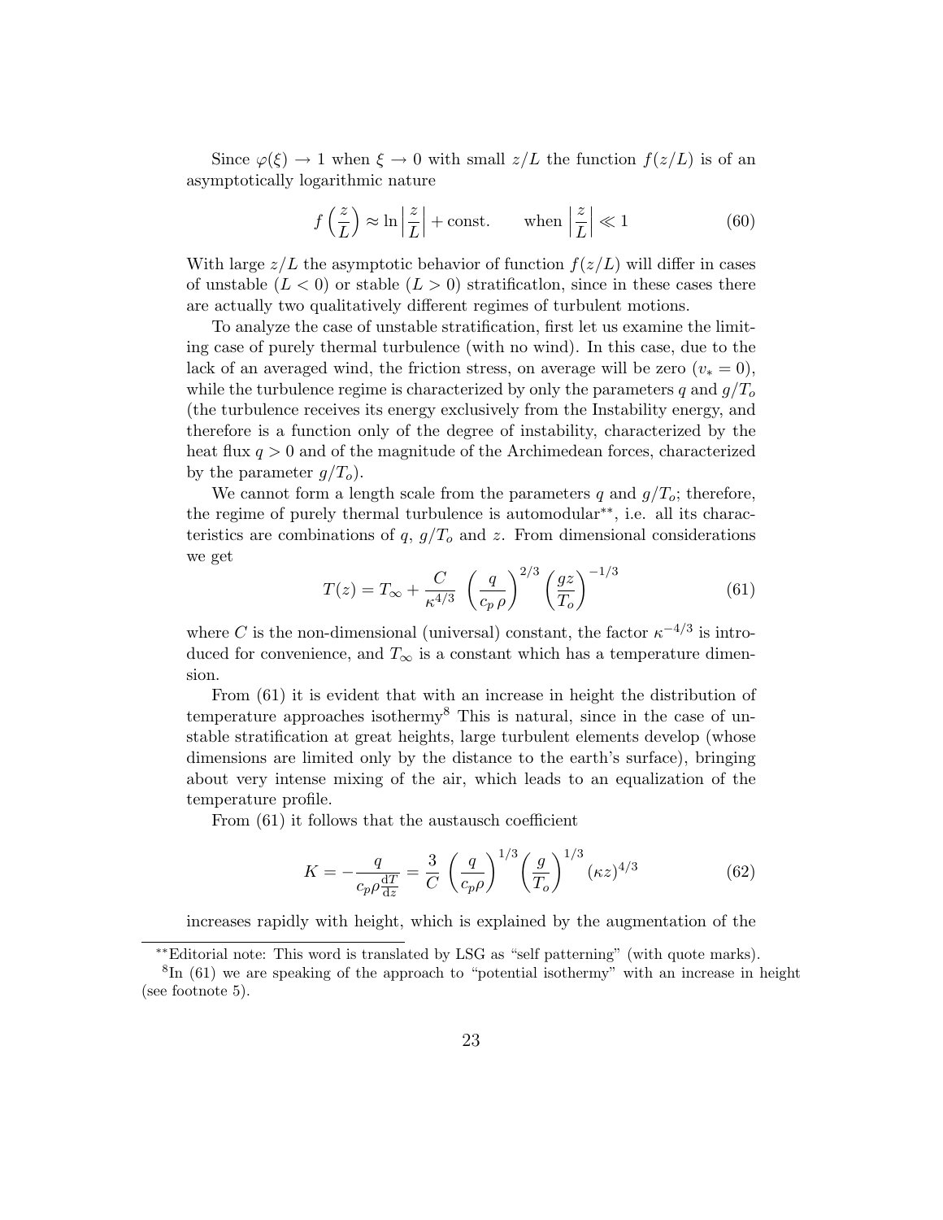Since $\varphi(\xi) \to 1$ when $\xi \to 0$ with small $z/L$ the function $f(z/L)$ is of an asymptotically logarithmic nature

$$f\left(\frac{z}{L}\right) \approx \ln\left|\frac{z}{L}\right| + \text{const.} \qquad \text{when } \left|\frac{z}{L}\right| \ll 1 \tag{60}$$

With large $z/L$ the asymptotic behavior of function $f(z/L)$ will differ in cases of unstable ($L < 0$) or stable ($L > 0$) stratificatlon, since in these cases there are actually two qualitatively different regimes of turbulent motions.

To analyze the case of unstable stratification, first let us examine the limiting case of purely thermal turbulence (with no wind). In this case, due to the lack of an averaged wind, the friction stress, on average will be zero ($v_* = 0$), while the turbulence regime is characterized by only the parameters $q$ and $g/T_o$ (the turbulence receives its energy exclusively from the Instability energy, and therefore is a function only of the degree of instability, characterized by the heat flux $q > 0$ and of the magnitude of the Archimedean forces, characterized by the parameter $g/T_o$).

We cannot form a length scale from the parameters $q$ and $g/T_o$; therefore, the regime of purely thermal turbulence is automodular**, i.e. all its characteristics are combinations of $q$, $g/T_o$ and $z$. From dimensional considerations we get

$$T(z) = T_\infty + \frac{C}{\kappa^{4/3}} \left(\frac{q}{c_p\,\rho}\right)^{2/3} \left(\frac{gz}{T_o}\right)^{-1/3} \tag{61}$$

where $C$ is the non-dimensional (universal) constant, the factor $\kappa^{-4/3}$ is introduced for convenience, and $T_\infty$ is a constant which has a temperature dimension.

From (61) it is evident that with an increase in height the distribution of temperature approaches isothermy[8] This is natural, since in the case of unstable stratification at great heights, large turbulent elements develop (whose dimensions are limited only by the distance to the earth's surface), bringing about very intense mixing of the air, which leads to an equalization of the temperature profile.

From (61) it follows that the austausch coefficient

$$K = -\frac{q}{c_p\rho\frac{\mathrm{d}T}{\mathrm{d}z}} = \frac{3}{C}\left(\frac{q}{c_p\rho}\right)^{1/3}\left(\frac{g}{T_o}\right)^{1/3}(\kappa z)^{4/3} \tag{62}$$

increases rapidly with height, which is explained by the augmentation of the

---

**Editorial note: This word is translated by LSG as "self patterning" (with quote marks).

[8] In (61) we are speaking of the approach to "potential isothermy" with an increase in height (see footnote 5).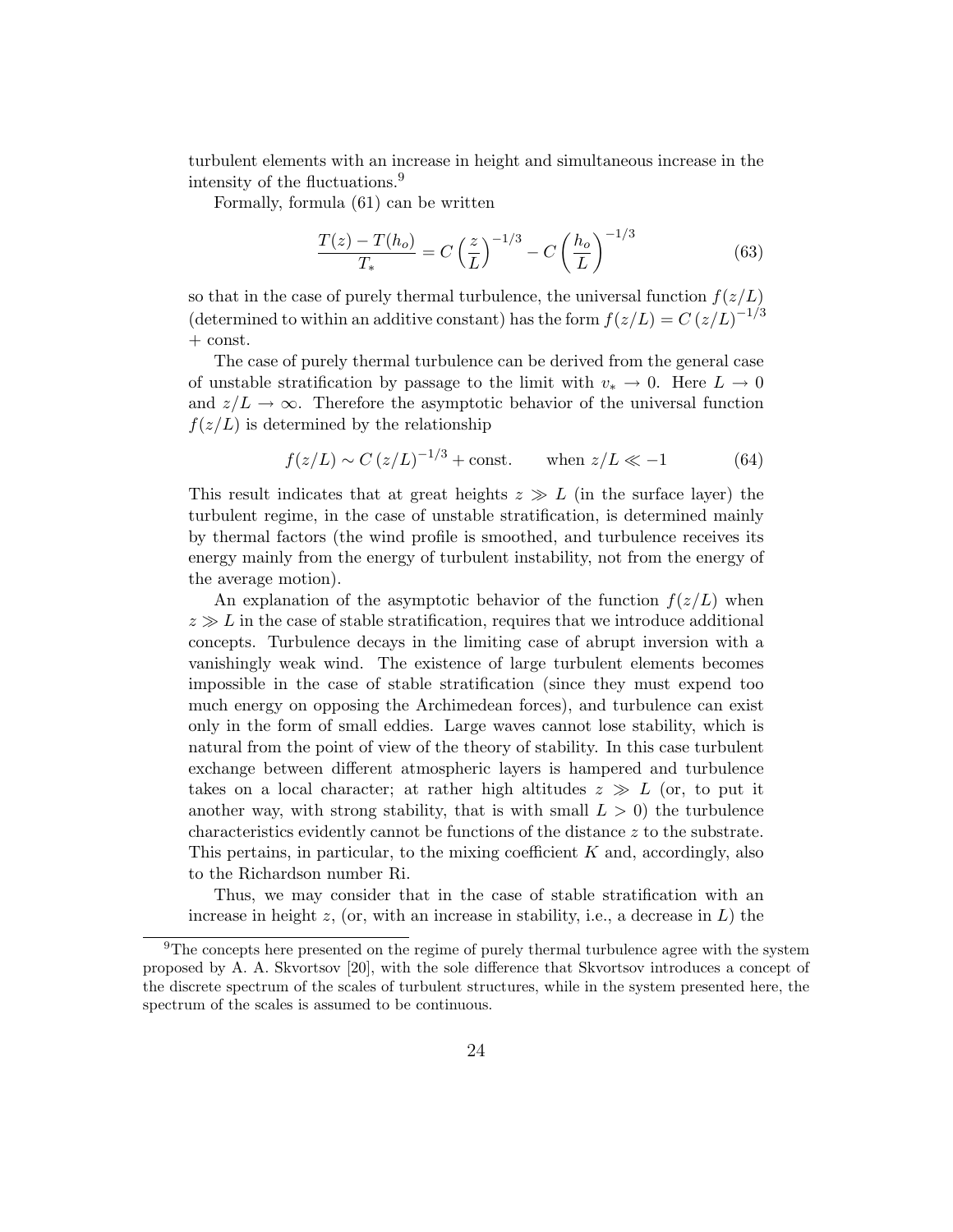turbulent elements with an increase in height and simultaneous increase in the intensity of the fluctuations.[9]

Formally, formula (61) can be written

$$\frac{T(z) - T(h_o)}{T_*} = C \left(\frac{z}{L}\right)^{-1/3} - C \left(\frac{h_o}{L}\right)^{-1/3} \tag{63}$$

so that in the case of purely thermal turbulence, the universal function $f(z/L)$ (determined to within an additive constant) has the form $f(z/L) = C\,(z/L)^{-1/3}$ + const.

The case of purely thermal turbulence can be derived from the general case of unstable stratification by passage to the limit with $v_* \to 0$. Here $L \to 0$ and $z/L \to \infty$. Therefore the asymptotic behavior of the universal function $f(z/L)$ is determined by the relationship

$$f(z/L) \sim C\,(z/L)^{-1/3} + \text{const.} \qquad \text{when } z/L \ll -1 \tag{64}$$

This result indicates that at great heights $z \gg L$ (in the surface layer) the turbulent regime, in the case of unstable stratification, is determined mainly by thermal factors (the wind profile is smoothed, and turbulence receives its energy mainly from the energy of turbulent instability, not from the energy of the average motion).

An explanation of the asymptotic behavior of the function $f(z/L)$ when $z \gg L$ in the case of stable stratification, requires that we introduce additional concepts. Turbulence decays in the limiting case of abrupt inversion with a vanishingly weak wind. The existence of large turbulent elements becomes impossible in the case of stable stratification (since they must expend too much energy on opposing the Archimedean forces), and turbulence can exist only in the form of small eddies. Large waves cannot lose stability, which is natural from the point of view of the theory of stability. In this case turbulent exchange between different atmospheric layers is hampered and turbulence takes on a local character; at rather high altitudes $z \gg L$ (or, to put it another way, with strong stability, that is with small $L > 0$) the turbulence characteristics evidently cannot be functions of the distance $z$ to the substrate. This pertains, in particular, to the mixing coefficient $K$ and, accordingly, also to the Richardson number Ri.

Thus, we may consider that in the case of stable stratification with an increase in height $z$, (or, with an increase in stability, i.e., a decrease in $L$) the

[9] The concepts here presented on the regime of purely thermal turbulence agree with the system proposed by A. A. Skvortsov [20], with the sole difference that Skvortsov introduces a concept of the discrete spectrum of the scales of turbulent structures, while in the system presented here, the spectrum of the scales is assumed to be continuous.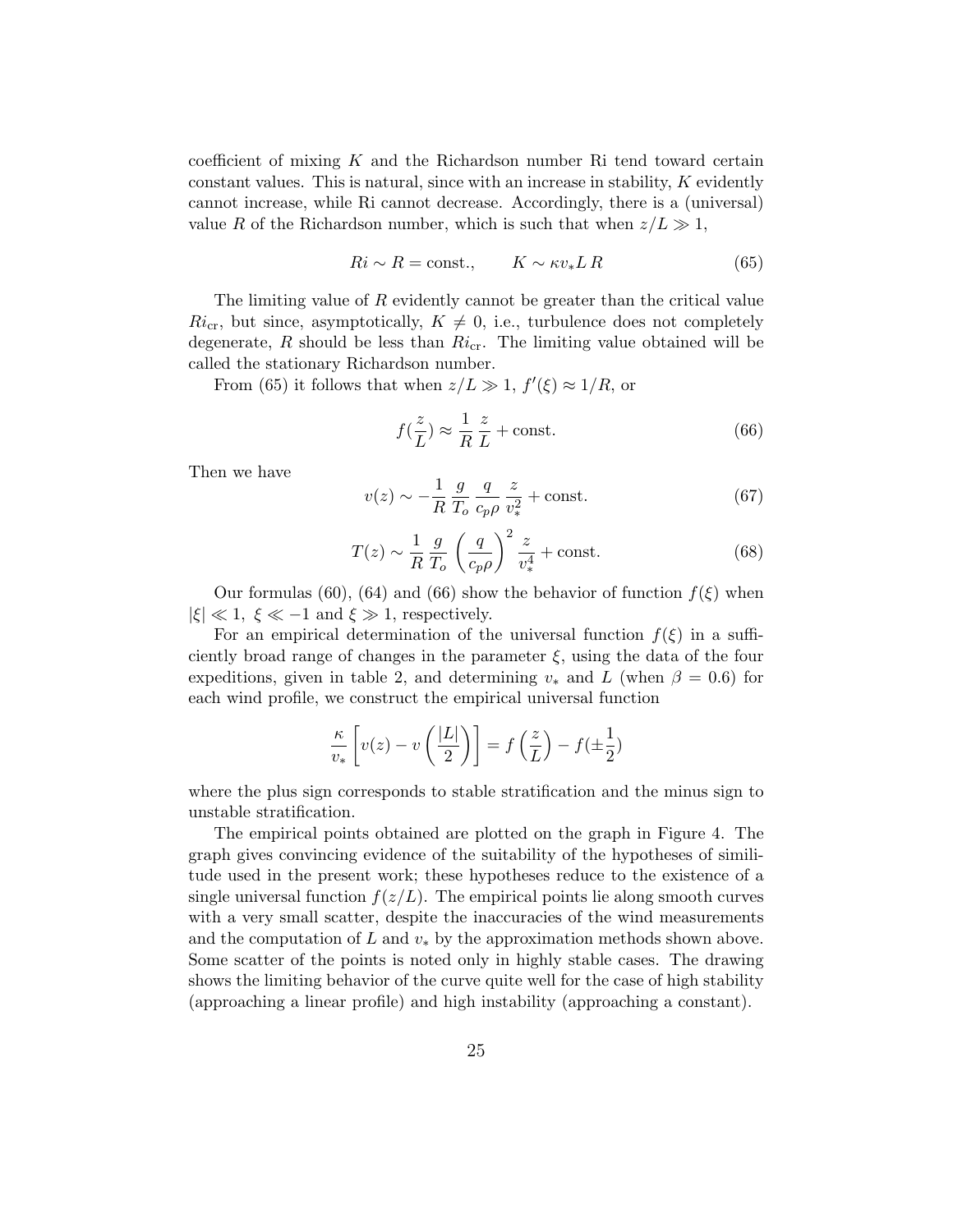coefficient of mixing $K$ and the Richardson number Ri tend toward certain constant values. This is natural, since with an increase in stability, $K$ evidently cannot increase, while Ri cannot decrease. Accordingly, there is a (universal) value $R$ of the Richardson number, which is such that when $z/L \gg 1$,

$$Ri \sim R = \text{const.}, \qquad K \sim \kappa v_* L\, R \tag{65}$$

The limiting value of $R$ evidently cannot be greater than the critical value $Ri_{\text{cr}}$, but since, asymptotically, $K \neq 0$, i.e., turbulence does not completely degenerate, $R$ should be less than $Ri_{\text{cr}}$. The limiting value obtained will be called the stationary Richardson number.

From (65) it follows that when $z/L \gg 1$, $f'(\xi) \approx 1/R$, or

$$f(\frac{z}{L}) \approx \frac{1}{R}\,\frac{z}{L} + \text{const.} \tag{66}$$

Then we have

$$v(z) \sim -\frac{1}{R}\,\frac{g}{T_o}\,\frac{q}{c_p\rho}\,\frac{z}{v_*^2} + \text{const.} \tag{67}$$

$$T(z) \sim \frac{1}{R}\,\frac{g}{T_o}\left(\frac{q}{c_p\rho}\right)^2 \frac{z}{v_*^4} + \text{const.} \tag{68}$$

Our formulas (60), (64) and (66) show the behavior of function $f(\xi)$ when $|\xi| \ll 1,\ \xi \ll -1$ and $\xi \gg 1$, respectively.

For an empirical determination of the universal function $f(\xi)$ in a sufficiently broad range of changes in the parameter $\xi$, using the data of the four expeditions, given in table 2, and determining $v_*$ and $L$ (when $\beta = 0.6$) for each wind profile, we construct the empirical universal function

$$\frac{\kappa}{v_*}\left[v(z) - v\left(\frac{|L|}{2}\right)\right] = f\left(\frac{z}{L}\right) - f(\pm\frac{1}{2})$$

where the plus sign corresponds to stable stratification and the minus sign to unstable stratification.

The empirical points obtained are plotted on the graph in Figure 4. The graph gives convincing evidence of the suitability of the hypotheses of similitude used in the present work; these hypotheses reduce to the existence of a single universal function $f(z/L)$. The empirical points lie along smooth curves with a very small scatter, despite the inaccuracies of the wind measurements and the computation of $L$ and $v_*$ by the approximation methods shown above. Some scatter of the points is noted only in highly stable cases. The drawing shows the limiting behavior of the curve quite well for the case of high stability (approaching a linear profile) and high instability (approaching a constant).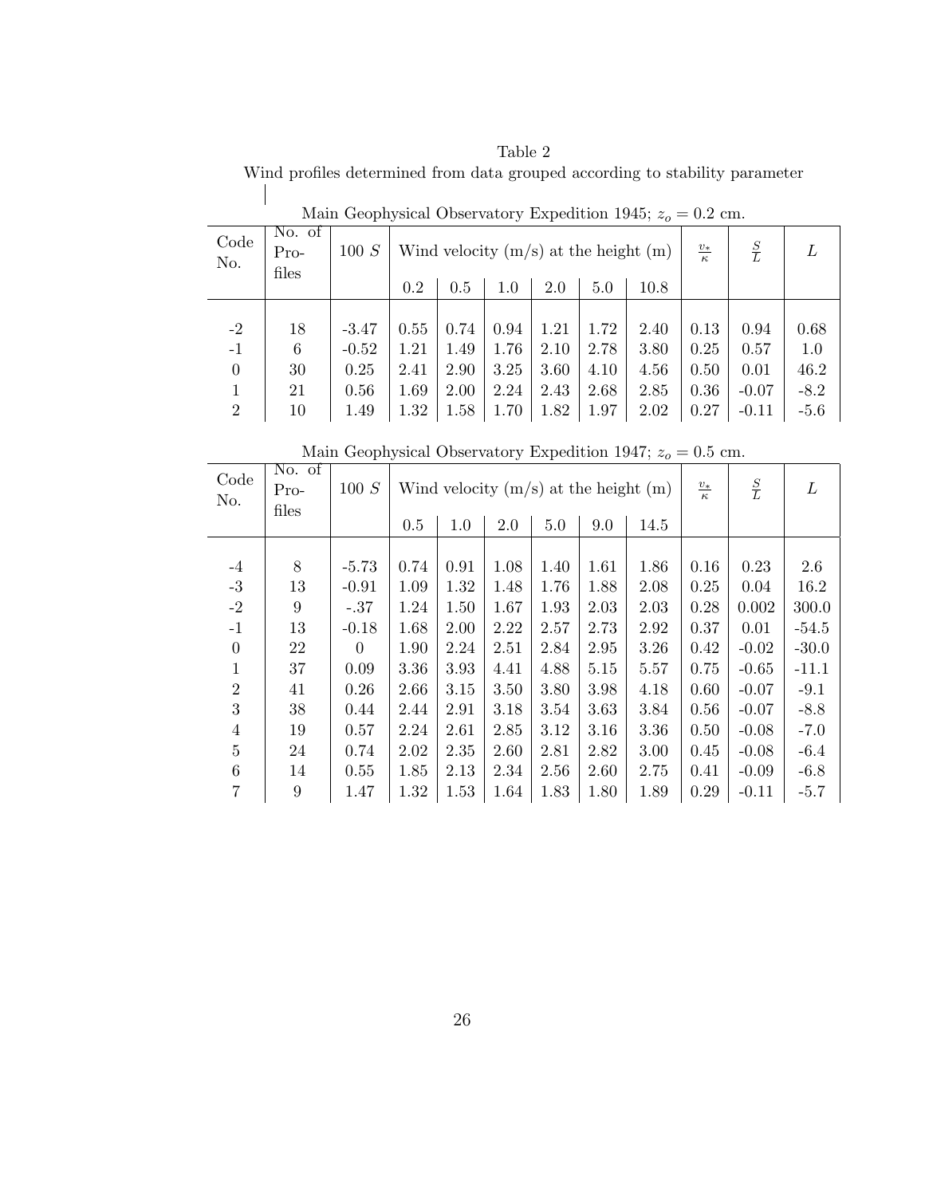Table 2

Wind profiles determined from data grouped according to stability parameter

Main Geophysical Observatory Expedition 1945; $z_o = 0.2$ cm.

| Code No. | No. of Profiles | 100 $S$ | Wind velocity (m/s) at the height (m) | | | | | | $\frac{v_*}{\kappa}$ | $\frac{S}{L}$ | $L$ |
|---|---|---|---|---|---|---|---|---|---|---|---|
| | | | 0.2 | 0.5 | 1.0 | 2.0 | 5.0 | 10.8 | | | |
| -2 | 18 | -3.47 | 0.55 | 0.74 | 0.94 | 1.21 | 1.72 | 2.40 | 0.13 | 0.94 | 0.68 |
| -1 | 6 | -0.52 | 1.21 | 1.49 | 1.76 | 2.10 | 2.78 | 3.80 | 0.25 | 0.57 | 1.0 |
| 0 | 30 | 0.25 | 2.41 | 2.90 | 3.25 | 3.60 | 4.10 | 4.56 | 0.50 | 0.01 | 46.2 |
| 1 | 21 | 0.56 | 1.69 | 2.00 | 2.24 | 2.43 | 2.68 | 2.85 | 0.36 | -0.07 | -8.2 |
| 2 | 10 | 1.49 | 1.32 | 1.58 | 1.70 | 1.82 | 1.97 | 2.02 | 0.27 | -0.11 | -5.6 |

Main Geophysical Observatory Expedition 1947; $z_o = 0.5$ cm.

| Code No. | No. of Profiles | 100 $S$ | Wind velocity (m/s) at the height (m) | | | | | | $\frac{v_*}{\kappa}$ | $\frac{S}{L}$ | $L$ |
|---|---|---|---|---|---|---|---|---|---|---|---|
| | | | 0.5 | 1.0 | 2.0 | 5.0 | 9.0 | 14.5 | | | |
| -4 | 8 | -5.73 | 0.74 | 0.91 | 1.08 | 1.40 | 1.61 | 1.86 | 0.16 | 0.23 | 2.6 |
| -3 | 13 | -0.91 | 1.09 | 1.32 | 1.48 | 1.76 | 1.88 | 2.08 | 0.25 | 0.04 | 16.2 |
| -2 | 9 | -.37 | 1.24 | 1.50 | 1.67 | 1.93 | 2.03 | 2.03 | 0.28 | 0.002 | 300.0 |
| -1 | 13 | -0.18 | 1.68 | 2.00 | 2.22 | 2.57 | 2.73 | 2.92 | 0.37 | 0.01 | -54.5 |
| 0 | 22 | 0 | 1.90 | 2.24 | 2.51 | 2.84 | 2.95 | 3.26 | 0.42 | -0.02 | -30.0 |
| 1 | 37 | 0.09 | 3.36 | 3.93 | 4.41 | 4.88 | 5.15 | 5.57 | 0.75 | -0.65 | -11.1 |
| 2 | 41 | 0.26 | 2.66 | 3.15 | 3.50 | 3.80 | 3.98 | 4.18 | 0.60 | -0.07 | -9.1 |
| 3 | 38 | 0.44 | 2.44 | 2.91 | 3.18 | 3.54 | 3.63 | 3.84 | 0.56 | -0.07 | -8.8 |
| 4 | 19 | 0.57 | 2.24 | 2.61 | 2.85 | 3.12 | 3.16 | 3.36 | 0.50 | -0.08 | -7.0 |
| 5 | 24 | 0.74 | 2.02 | 2.35 | 2.60 | 2.81 | 2.82 | 3.00 | 0.45 | -0.08 | -6.4 |
| 6 | 14 | 0.55 | 1.85 | 2.13 | 2.34 | 2.56 | 2.60 | 2.75 | 0.41 | -0.09 | -6.8 |
| 7 | 9 | 1.47 | 1.32 | 1.53 | 1.64 | 1.83 | 1.80 | 1.89 | 0.29 | -0.11 | -5.7 |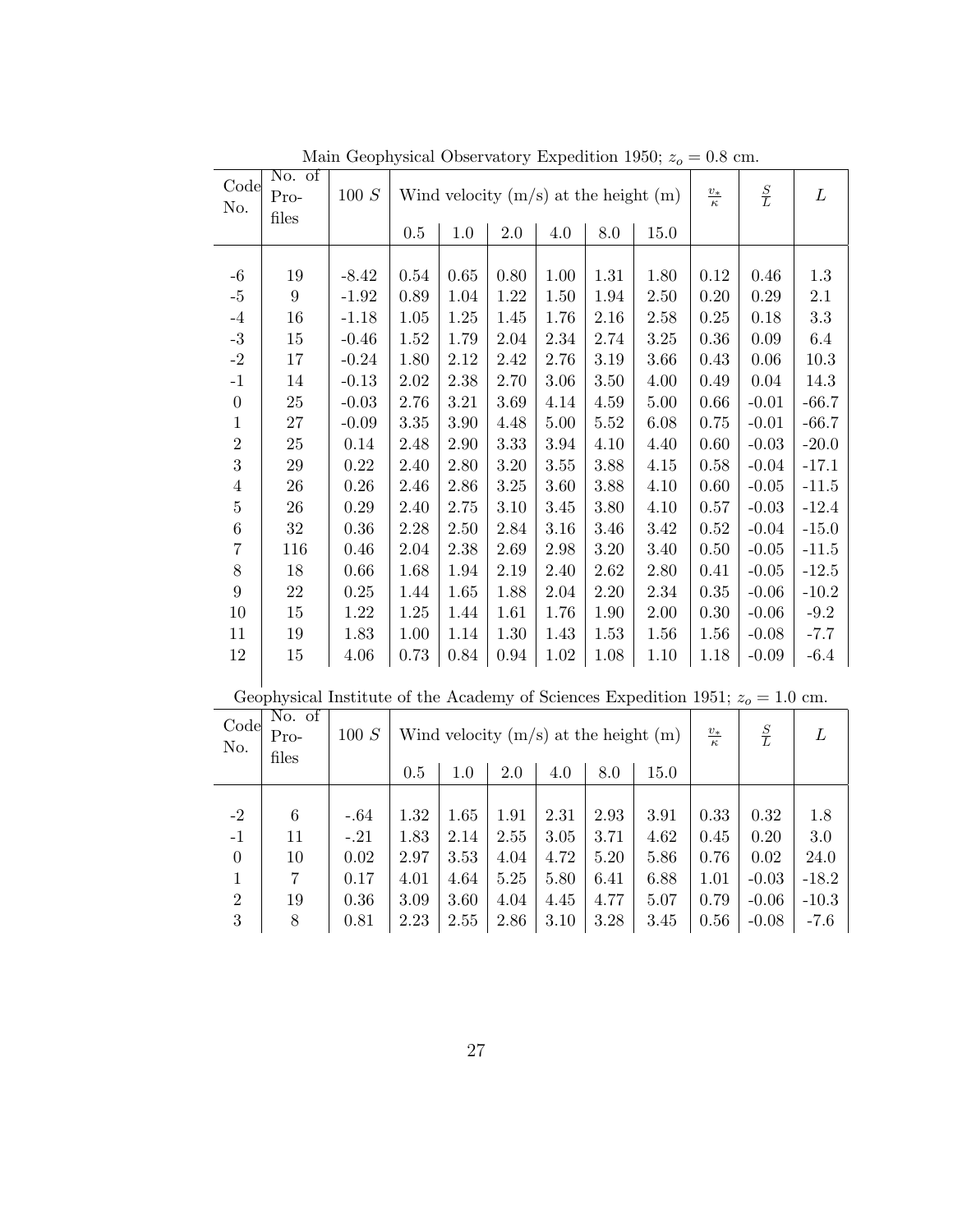Main Geophysical Observatory Expedition 1950; $z_o = 0.8$ cm.

| Code No. | No. of Profiles | 100 $S$ | Wind velocity (m/s) at the height (m) | | | | | | $\frac{v_*}{\kappa}$ | $\frac{S}{L}$ | $L$ |
|---|---|---|---|---|---|---|---|---|---|---|---|
| | | | 0.5 | 1.0 | 2.0 | 4.0 | 8.0 | 15.0 | | | |
| -6 | 19 | -8.42 | 0.54 | 0.65 | 0.80 | 1.00 | 1.31 | 1.80 | 0.12 | 0.46 | 1.3 |
| -5 | 9 | -1.92 | 0.89 | 1.04 | 1.22 | 1.50 | 1.94 | 2.50 | 0.20 | 0.29 | 2.1 |
| -4 | 16 | -1.18 | 1.05 | 1.25 | 1.45 | 1.76 | 2.16 | 2.58 | 0.25 | 0.18 | 3.3 |
| -3 | 15 | -0.46 | 1.52 | 1.79 | 2.04 | 2.34 | 2.74 | 3.25 | 0.36 | 0.09 | 6.4 |
| -2 | 17 | -0.24 | 1.80 | 2.12 | 2.42 | 2.76 | 3.19 | 3.66 | 0.43 | 0.06 | 10.3 |
| -1 | 14 | -0.13 | 2.02 | 2.38 | 2.70 | 3.06 | 3.50 | 4.00 | 0.49 | 0.04 | 14.3 |
| 0 | 25 | -0.03 | 2.76 | 3.21 | 3.69 | 4.14 | 4.59 | 5.00 | 0.66 | -0.01 | -66.7 |
| 1 | 27 | -0.09 | 3.35 | 3.90 | 4.48 | 5.00 | 5.52 | 6.08 | 0.75 | -0.01 | -66.7 |
| 2 | 25 | 0.14 | 2.48 | 2.90 | 3.33 | 3.94 | 4.10 | 4.40 | 0.60 | -0.03 | -20.0 |
| 3 | 29 | 0.22 | 2.40 | 2.80 | 3.20 | 3.55 | 3.88 | 4.15 | 0.58 | -0.04 | -17.1 |
| 4 | 26 | 0.26 | 2.46 | 2.86 | 3.25 | 3.60 | 3.88 | 4.10 | 0.60 | -0.05 | -11.5 |
| 5 | 26 | 0.29 | 2.40 | 2.75 | 3.10 | 3.45 | 3.80 | 4.10 | 0.57 | -0.03 | -12.4 |
| 6 | 32 | 0.36 | 2.28 | 2.50 | 2.84 | 3.16 | 3.46 | 3.42 | 0.52 | -0.04 | -15.0 |
| 7 | 116 | 0.46 | 2.04 | 2.38 | 2.69 | 2.98 | 3.20 | 3.40 | 0.50 | -0.05 | -11.5 |
| 8 | 18 | 0.66 | 1.68 | 1.94 | 2.19 | 2.40 | 2.62 | 2.80 | 0.41 | -0.05 | -12.5 |
| 9 | 22 | 0.25 | 1.44 | 1.65 | 1.88 | 2.04 | 2.20 | 2.34 | 0.35 | -0.06 | -10.2 |
| 10 | 15 | 1.22 | 1.25 | 1.44 | 1.61 | 1.76 | 1.90 | 2.00 | 0.30 | -0.06 | -9.2 |
| 11 | 19 | 1.83 | 1.00 | 1.14 | 1.30 | 1.43 | 1.53 | 1.56 | 1.56 | -0.08 | -7.7 |
| 12 | 15 | 4.06 | 0.73 | 0.84 | 0.94 | 1.02 | 1.08 | 1.10 | 1.18 | -0.09 | -6.4 |

Geophysical Institute of the Academy of Sciences Expedition 1951; $z_o = 1.0$ cm.

| Code No. | No. of Profiles | 100 $S$ | Wind velocity (m/s) at the height (m) | | | | | | $\frac{v_*}{\kappa}$ | $\frac{S}{L}$ | $L$ |
|---|---|---|---|---|---|---|---|---|---|---|---|
| | | | 0.5 | 1.0 | 2.0 | 4.0 | 8.0 | 15.0 | | | |
| -2 | 6 | -.64 | 1.32 | 1.65 | 1.91 | 2.31 | 2.93 | 3.91 | 0.33 | 0.32 | 1.8 |
| -1 | 11 | -.21 | 1.83 | 2.14 | 2.55 | 3.05 | 3.71 | 4.62 | 0.45 | 0.20 | 3.0 |
| 0 | 10 | 0.02 | 2.97 | 3.53 | 4.04 | 4.72 | 5.20 | 5.86 | 0.76 | 0.02 | 24.0 |
| 1 | 7 | 0.17 | 4.01 | 4.64 | 5.25 | 5.80 | 6.41 | 6.88 | 1.01 | -0.03 | -18.2 |
| 2 | 19 | 0.36 | 3.09 | 3.60 | 4.04 | 4.45 | 4.77 | 5.07 | 0.79 | -0.06 | -10.3 |
| 3 | 8 | 0.81 | 2.23 | 2.55 | 2.86 | 3.10 | 3.28 | 3.45 | 0.56 | -0.08 | -7.6 |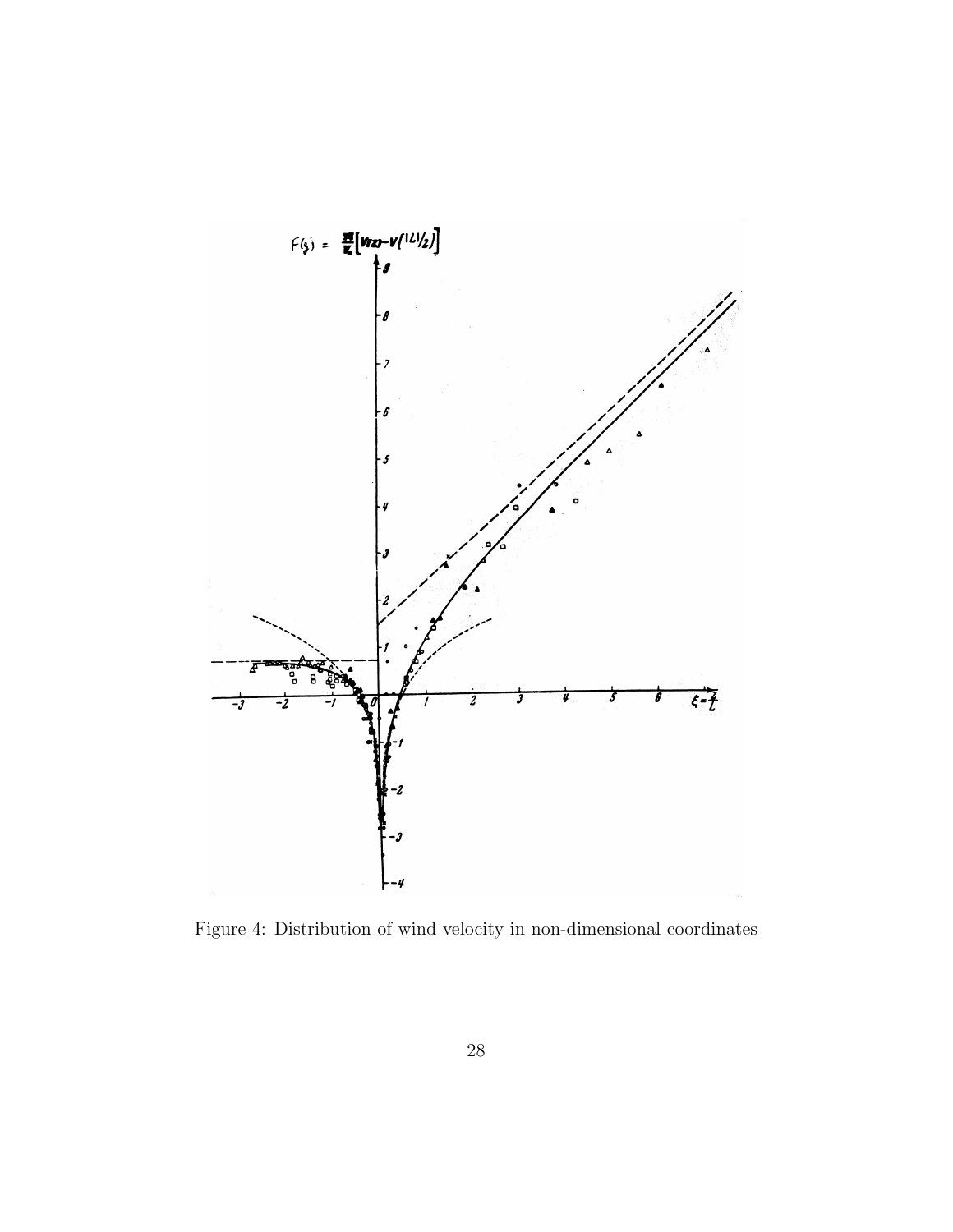Figure 4: Distribution of wind velocity in non-dimensional coordinates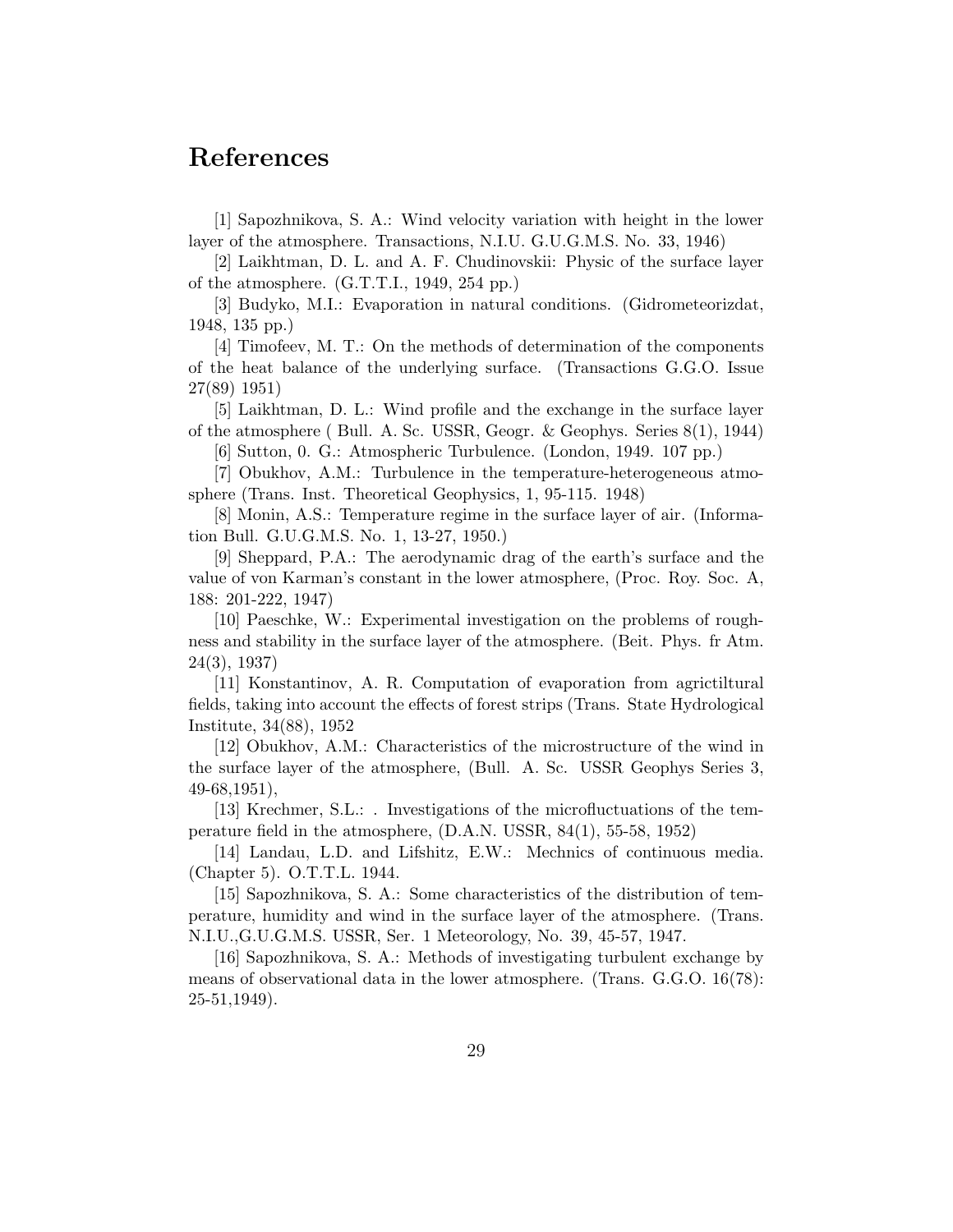# References

[1] Sapozhnikova, S. A.: Wind velocity variation with height in the lower layer of the atmosphere. Transactions, N.I.U. G.U.G.M.S. No. 33, 1946)

[2] Laikhtman, D. L. and A. F. Chudinovskii: Physic of the surface layer of the atmosphere. (G.T.T.I., 1949, 254 pp.)

[3] Budyko, M.I.: Evaporation in natural conditions. (Gidrometeorizdat, 1948, 135 pp.)

[4] Timofeev, M. T.: On the methods of determination of the components of the heat balance of the underlying surface. (Transactions G.G.O. Issue 27(89) 1951)

[5] Laikhtman, D. L.: Wind profile and the exchange in the surface layer of the atmosphere ( Bull. A. Sc. USSR, Geogr. & Geophys. Series 8(1), 1944)

[6] Sutton, 0. G.: Atmospheric Turbulence. (London, 1949. 107 pp.)

[7] Obukhov, A.M.: Turbulence in the temperature-heterogeneous atmosphere (Trans. Inst. Theoretical Geophysics, 1, 95-115. 1948)

[8] Monin, A.S.: Temperature regime in the surface layer of air. (Information Bull. G.U.G.M.S. No. 1, 13-27, 1950.)

[9] Sheppard, P.A.: The aerodynamic drag of the earth's surface and the value of von Karman's constant in the lower atmosphere, (Proc. Roy. Soc. A, 188: 201-222, 1947)

[10] Paeschke, W.: Experimental investigation on the problems of roughness and stability in the surface layer of the atmosphere. (Beit. Phys. fr Atm. 24(3), 1937)

[11] Konstantinov, A. R. Computation of evaporation from agrictiltural fields, taking into account the effects of forest strips (Trans. State Hydrological Institute, 34(88), 1952

[12] Obukhov, A.M.: Characteristics of the microstructure of the wind in the surface layer of the atmosphere, (Bull. A. Sc. USSR Geophys Series 3, 49-68,1951),

[13] Krechmer, S.L.: . Investigations of the microfluctuations of the temperature field in the atmosphere, (D.A.N. USSR, 84(1), 55-58, 1952)

[14] Landau, L.D. and Lifshitz, E.W.: Mechnics of continuous media. (Chapter 5). O.T.T.L. 1944.

[15] Sapozhnikova, S. A.: Some characteristics of the distribution of temperature, humidity and wind in the surface layer of the atmosphere. (Trans. N.I.U.,G.U.G.M.S. USSR, Ser. 1 Meteorology, No. 39, 45-57, 1947.

[16] Sapozhnikova, S. A.: Methods of investigating turbulent exchange by means of observational data in the lower atmosphere. (Trans. G.G.O. 16(78): 25-51,1949).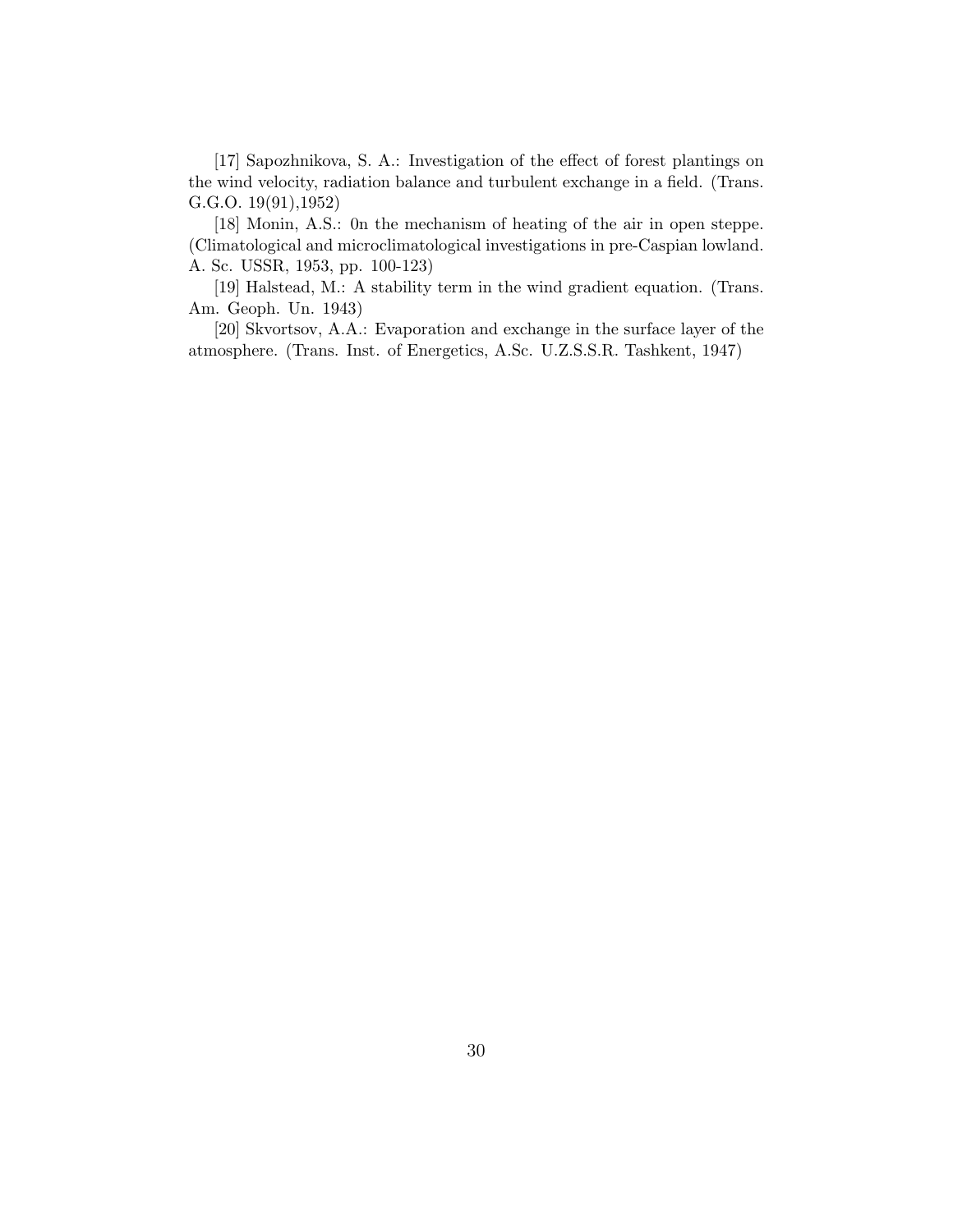[17] Sapozhnikova, S. A.: Investigation of the effect of forest plantings on the wind velocity, radiation balance and turbulent exchange in a field. (Trans. G.G.O. 19(91),1952)

[18] Monin, A.S.: 0n the mechanism of heating of the air in open steppe. (Climatological and microclimatological investigations in pre-Caspian lowland. A. Sc. USSR, 1953, pp. 100-123)

[19] Halstead, M.: A stability term in the wind gradient equation. (Trans. Am. Geoph. Un. 1943)

[20] Skvortsov, A.A.: Evaporation and exchange in the surface layer of the atmosphere. (Trans. Inst. of Energetics, A.Sc. U.Z.S.S.R. Tashkent, 1947)